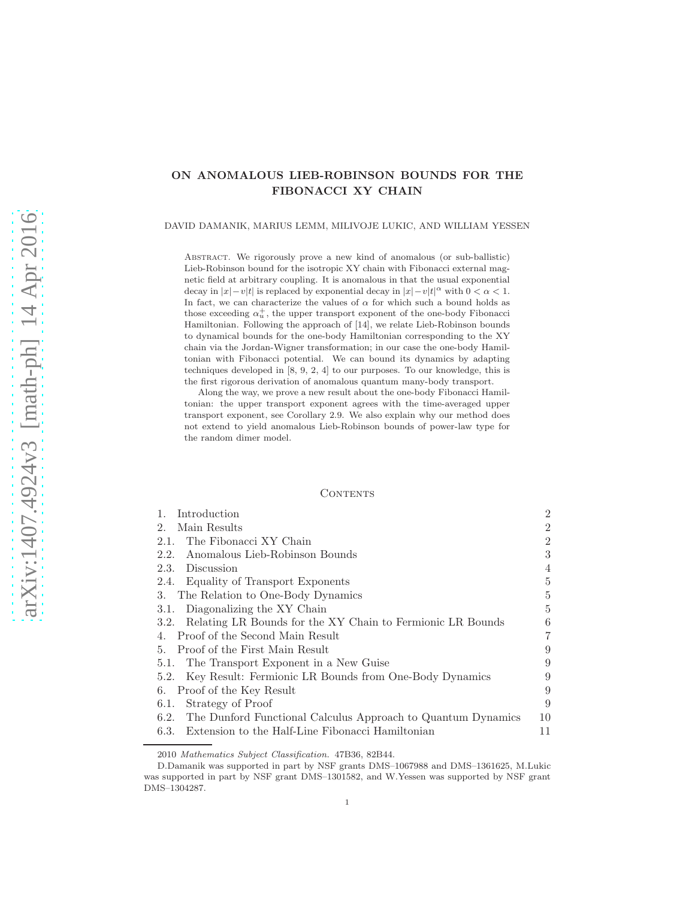# ON ANOMALOUS LIEB-ROBINSON BOUNDS FOR THE FIBONACCI XY CHAIN

DAVID DAMANIK, MARIUS LEMM, MILIVOJE LUKIC, AND WILLIAM YESSEN

ABSTRACT. We rigorously prove a new kind of anomalous (or sub-ballistic) Lieb-Robinson bound for the isotropic XY chain with Fibonacci external magnetic field at arbitrary coupling. It is anomalous in that the usual exponential decay in $|x|-v|t|$ is replaced by exponential decay in $|x|-v|t|^\alpha$ with $0<\alpha<1$. In fact, we can characterize the values of $\alpha$ for which such a bound holds as those exceeding $\alpha_u^+$, the upper transport exponent of the one-body Fibonacci Hamiltonian. Following the approach of [14], we relate Lieb-Robinson bounds to dynamical bounds for the one-body Hamiltonian corresponding to the XY chain via the Jordan-Wigner transformation; in our case the one-body Hamiltonian with Fibonacci potential. We can bound its dynamics by adapting techniques developed in [8, 9, 2, 4] to our purposes. To our knowledge, this is the first rigorous derivation of anomalous quantum many-body transport.

Along the way, we prove a new result about the one-body Fibonacci Hamiltonian: the upper transport exponent agrees with the time-averaged upper transport exponent, see Corollary 2.9. We also explain why our method does not extend to yield anomalous Lieb-Robinson bounds of power-law type for the random dimer model.

## Contents

| | |
|---|---|
| 1. Introduction | 2 |
| 2. Main Results | 2 |
| 2.1. The Fibonacci XY Chain | 2 |
| 2.2. Anomalous Lieb-Robinson Bounds | 3 |
| 2.3. Discussion | 4 |
| 2.4. Equality of Transport Exponents | 5 |
| 3. The Relation to One-Body Dynamics | 5 |
| 3.1. Diagonalizing the XY Chain | 5 |
| 3.2. Relating LR Bounds for the XY Chain to Fermionic LR Bounds | 6 |
| 4. Proof of the Second Main Result | 7 |
| 5. Proof of the First Main Result | 9 |
| 5.1. The Transport Exponent in a New Guise | 9 |
| 5.2. Key Result: Fermionic LR Bounds from One-Body Dynamics | 9 |
| 6. Proof of the Key Result | 9 |
| 6.1. Strategy of Proof | 9 |
| 6.2. The Dunford Functional Calculus Approach to Quantum Dynamics | 10 |
| 6.3. Extension to the Half-Line Fibonacci Hamiltonian | 11 |

2010 *Mathematics Subject Classification.* 47B36, 82B44.

D.Damanik was supported in part by NSF grants DMS–1067988 and DMS–1361625, M.Lukic was supported in part by NSF grant DMS–1301582, and W.Yessen was supported by NSF grant DMS–1304287.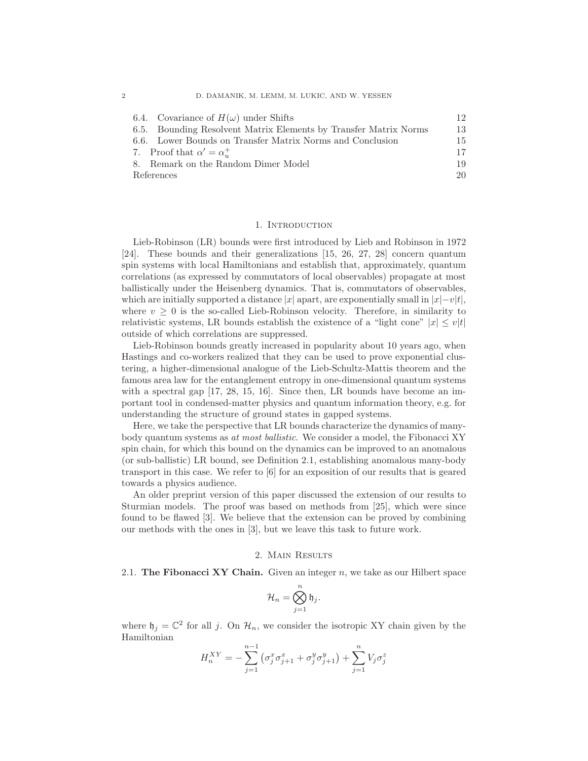6.4. Covariance of $H(\omega)$ under Shifts 12
6.5. Bounding Resolvent Matrix Elements by Transfer Matrix Norms 13
6.6. Lower Bounds on Transfer Matrix Norms and Conclusion 15
7. Proof that $\alpha' = \alpha_u^+$ 17
8. Remark on the Random Dimer Model 19
References 20

## 1. Introduction

Lieb-Robinson (LR) bounds were first introduced by Lieb and Robinson in 1972 [24]. These bounds and their generalizations [15, 26, 27, 28] concern quantum spin systems with local Hamiltonians and establish that, approximately, quantum correlations (as expressed by commutators of local observables) propagate at most ballistically under the Heisenberg dynamics. That is, commutators of observables, which are initially supported a distance $|x|$ apart, are exponentially small in $|x|-v|t|$, where $v \geq 0$ is the so-called Lieb-Robinson velocity. Therefore, in similarity to relativistic systems, LR bounds establish the existence of a "light cone" $|x| \leq v|t|$ outside of which correlations are suppressed.

Lieb-Robinson bounds greatly increased in popularity about 10 years ago, when Hastings and co-workers realized that they can be used to prove exponential clustering, a higher-dimensional analogue of the Lieb-Schultz-Mattis theorem and the famous area law for the entanglement entropy in one-dimensional quantum systems with a spectral gap [17, 28, 15, 16]. Since then, LR bounds have become an important tool in condensed-matter physics and quantum information theory, e.g. for understanding the structure of ground states in gapped systems.

Here, we take the perspective that LR bounds characterize the dynamics of many-body quantum systems as *at most ballistic*. We consider a model, the Fibonacci XY spin chain, for which this bound on the dynamics can be improved to an anomalous (or sub-ballistic) LR bound, see Definition 2.1, establishing anomalous many-body transport in this case. We refer to [6] for an exposition of our results that is geared towards a physics audience.

An older preprint version of this paper discussed the extension of our results to Sturmian models. The proof was based on methods from [25], which were since found to be flawed [3]. We believe that the extension can be proved by combining our methods with the ones in [3], but we leave this task to future work.

## 2. Main Results

### 2.1. **The Fibonacci XY Chain.**

Given an integer $n$, we take as our Hilbert space

$$\mathcal{H}_n = \bigotimes_{j=1}^{n} \mathfrak{h}_j.$$

where $\mathfrak{h}_j = \mathbb{C}^2$ for all $j$. On $\mathcal{H}_n$, we consider the isotropic XY chain given by the Hamiltonian

$$H_n^{XY} = -\sum_{j=1}^{n-1} \left( \sigma_j^x \sigma_{j+1}^x + \sigma_j^y \sigma_{j+1}^y \right) + \sum_{j=1}^{n} V_j \sigma_j^z$$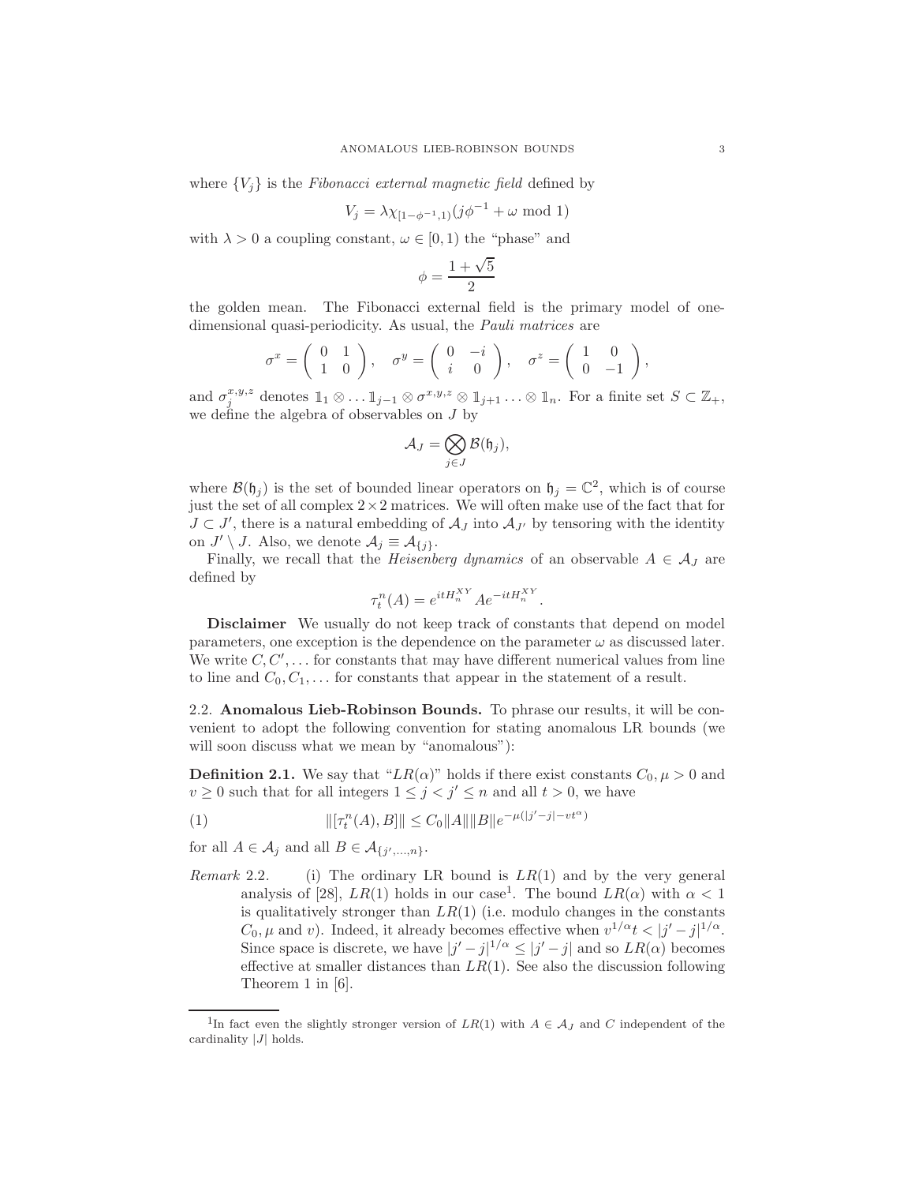where $\{V_j\}$ is the *Fibonacci external magnetic field* defined by

$$V_j = \lambda \chi_{[1-\phi^{-1},1)}(j\phi^{-1} + \omega \text{ mod } 1)$$

with $\lambda > 0$ a coupling constant, $\omega \in [0, 1)$ the "phase" and

$$\phi = \frac{1+\sqrt{5}}{2}$$

the golden mean. The Fibonacci external field is the primary model of one-dimensional quasi-periodicity. As usual, the *Pauli matrices* are

$$\sigma^x = \begin{pmatrix} 0 & 1 \\ 1 & 0 \end{pmatrix}, \quad \sigma^y = \begin{pmatrix} 0 & -i \\ i & 0 \end{pmatrix}, \quad \sigma^z = \begin{pmatrix} 1 & 0 \\ 0 & -1 \end{pmatrix},$$

and $\sigma_j^{x,y,z}$ denotes $\mathbb{1}_1 \otimes \ldots \mathbb{1}_{j-1} \otimes \sigma^{x,y,z} \otimes \mathbb{1}_{j+1} \ldots \otimes \mathbb{1}_n$. For a finite set $S \subset \mathbb{Z}_+$, we define the algebra of observables on $J$ by

$$\mathcal{A}_J = \bigotimes_{j \in J} \mathcal{B}(\mathfrak{h}_j),$$

where $\mathcal{B}(\mathfrak{h}_j)$ is the set of bounded linear operators on $\mathfrak{h}_j = \mathbb{C}^2$, which is of course just the set of all complex $2 \times 2$ matrices. We will often make use of the fact that for $J \subset J'$, there is a natural embedding of $\mathcal{A}_J$ into $\mathcal{A}_{J'}$ by tensoring with the identity on $J' \setminus J$. Also, we denote $\mathcal{A}_j \equiv \mathcal{A}_{\{j\}}$.

Finally, we recall that the *Heisenberg dynamics* of an observable $A \in \mathcal{A}_J$ are defined by

$$\tau_t^n(A) = e^{itH_n^{XY}} A e^{-itH_n^{XY}}.$$

**Disclaimer** We usually do not keep track of constants that depend on model parameters, one exception is the dependence on the parameter $\omega$ as discussed later. We write $C, C', \ldots$ for constants that may have different numerical values from line to line and $C_0, C_1, \ldots$ for constants that appear in the statement of a result.

## 2.2. Anomalous Lieb-Robinson Bounds.

To phrase our results, it will be convenient to adopt the following convention for stating anomalous LR bounds (we will soon discuss what we mean by "anomalous"):

**Definition 2.1.** We say that "$LR(\alpha)$" holds if there exist constants $C_0, \mu > 0$ and $v \geq 0$ such that for all integers $1 \leq j < j' \leq n$ and all $t > 0$, we have

$$\|[\tau_t^n(A), B]\| \leq C_0 \|A\| \|B\| e^{-\mu(|j'-j| - vt^\alpha)} \tag{1}$$

for all $A \in \mathcal{A}_j$ and all $B \in \mathcal{A}_{\{j', \ldots, n\}}$.

*Remark* 2.2. (i) The ordinary LR bound is $LR(1)$ and by the very general analysis of [28], $LR(1)$ holds in our case[1]. The bound $LR(\alpha)$ with $\alpha < 1$ is qualitatively stronger than $LR(1)$ (i.e. modulo changes in the constants $C_0, \mu$ and $v$). Indeed, it already becomes effective when $v^{1/\alpha} t < |j' - j|^{1/\alpha}$. Since space is discrete, we have $|j' - j|^{1/\alpha} \leq |j' - j|$ and so $LR(\alpha)$ becomes effective at smaller distances than $LR(1)$. See also the discussion following Theorem 1 in [6].

[1] In fact even the slightly stronger version of $LR(1)$ with $A \in \mathcal{A}_J$ and $C$ independent of the cardinality $|J|$ holds.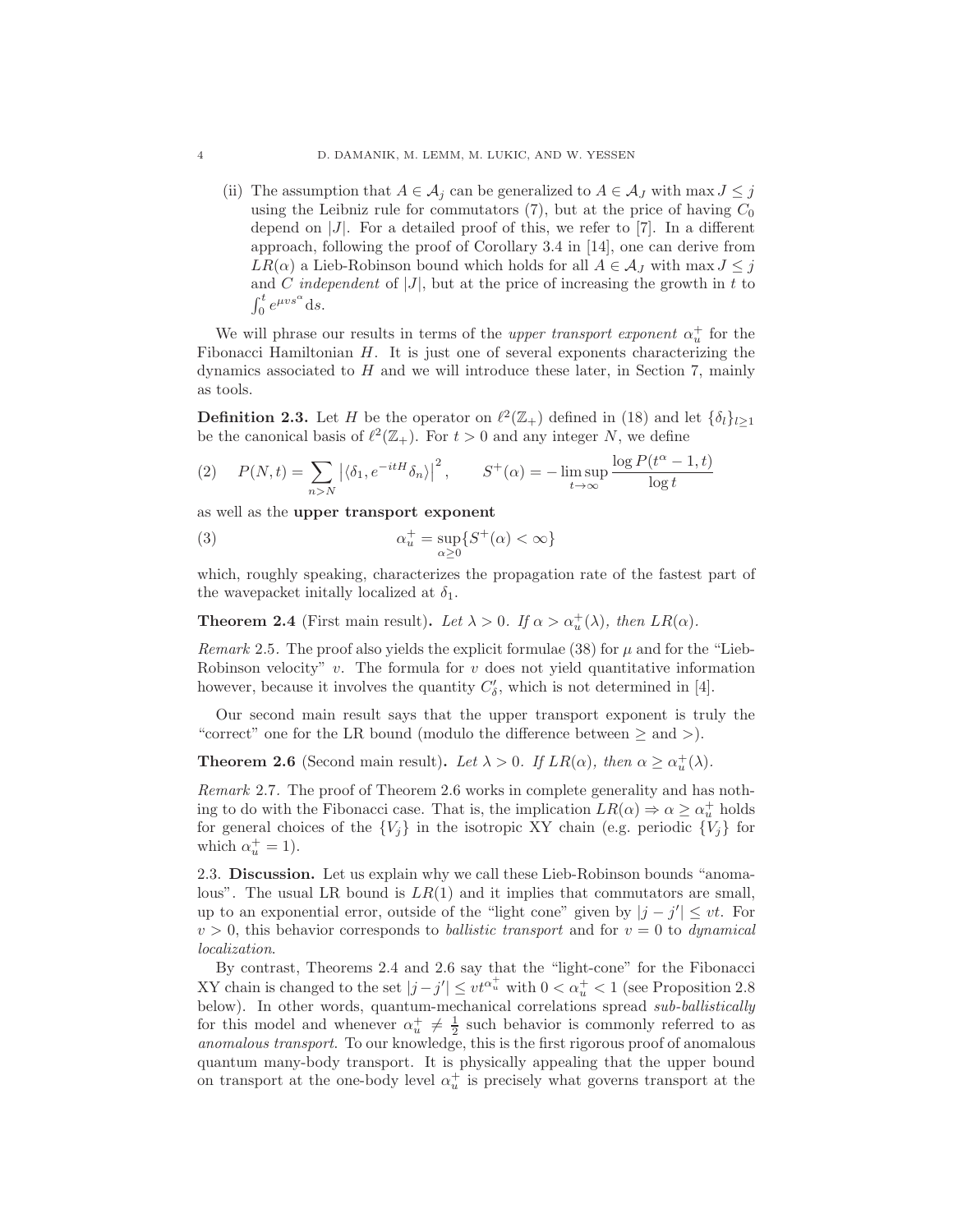(ii) The assumption that $A \in \mathcal{A}_j$ can be generalized to $A \in \mathcal{A}_J$ with $\max J \leq j$ using the Leibniz rule for commutators (7), but at the price of having $C_0$ depend on $|J|$. For a detailed proof of this, we refer to [7]. In a different approach, following the proof of Corollary 3.4 in [14], one can derive from $LR(\alpha)$ a Lieb-Robinson bound which holds for all $A \in \mathcal{A}_J$ with $\max J \leq j$ and $C$ *independent* of $|J|$, but at the price of increasing the growth in $t$ to $\int_0^t e^{\mu v s^\alpha} \mathrm{d}s$.

We will phrase our results in terms of the *upper transport exponent* $\alpha_u^+$ for the Fibonacci Hamiltonian $H$. It is just one of several exponents characterizing the dynamics associated to $H$ and we will introduce these later, in Section 7, mainly as tools.

**Definition 2.3.** Let $H$ be the operator on $\ell^2(\mathbb{Z}_+)$ defined in (18) and let $\{\delta_l\}_{l\geq 1}$ be the canonical basis of $\ell^2(\mathbb{Z}_+)$. For $t > 0$ and any integer $N$, we define

$$P(N,t) = \sum_{n>N} \left|\langle \delta_1, e^{-itH}\delta_n\rangle\right|^2, \qquad S^+(\alpha) = -\limsup_{t\to\infty} \frac{\log P(t^\alpha - 1, t)}{\log t} \tag{2}$$

as well as the **upper transport exponent**

$$\alpha_u^+ = \sup_{\alpha \geq 0}\{S^+(\alpha) < \infty\} \tag{3}$$

which, roughly speaking, characterizes the propagation rate of the fastest part of the wavepacket initally localized at $\delta_1$.

**Theorem 2.4** (First main result)**.** *Let $\lambda > 0$. If $\alpha > \alpha_u^+(\lambda)$, then $LR(\alpha)$.*

*Remark* 2.5. The proof also yields the explicit formulae (38) for $\mu$ and for the "Lieb-Robinson velocity" $v$. The formula for $v$ does not yield quantitative information however, because it involves the quantity $C'_\delta$, which is not determined in [4].

Our second main result says that the upper transport exponent is truly the "correct" one for the LR bound (modulo the difference between $\geq$ and $>$).

**Theorem 2.6** (Second main result)**.** *Let $\lambda > 0$. If $LR(\alpha)$, then $\alpha \geq \alpha_u^+(\lambda)$.*

*Remark* 2.7. The proof of Theorem 2.6 works in complete generality and has nothing to do with the Fibonacci case. That is, the implication $LR(\alpha) \Rightarrow \alpha \geq \alpha_u^+$ holds for general choices of the $\{V_j\}$ in the isotropic XY chain (e.g. periodic $\{V_j\}$ for which $\alpha_u^+ = 1$).

## 2.3. Discussion.

Let us explain why we call these Lieb-Robinson bounds "anomalous". The usual LR bound is $LR(1)$ and it implies that commutators are small, up to an exponential error, outside of the "light cone" given by $|j - j'| \leq vt$. For $v > 0$, this behavior corresponds to *ballistic transport* and for $v = 0$ to *dynamical localization*.

By contrast, Theorems 2.4 and 2.6 say that the "light-cone" for the Fibonacci XY chain is changed to the set $|j-j'| \leq vt^{\alpha_u^+}$ with $0 < \alpha_u^+ < 1$ (see Proposition 2.8 below). In other words, quantum-mechanical correlations spread *sub-ballistically* for this model and whenever $\alpha_u^+ \neq \frac{1}{2}$ such behavior is commonly referred to as *anomalous transport*. To our knowledge, this is the first rigorous proof of anomalous quantum many-body transport. It is physically appealing that the upper bound on transport at the one-body level $\alpha_u^+$ is precisely what governs transport at the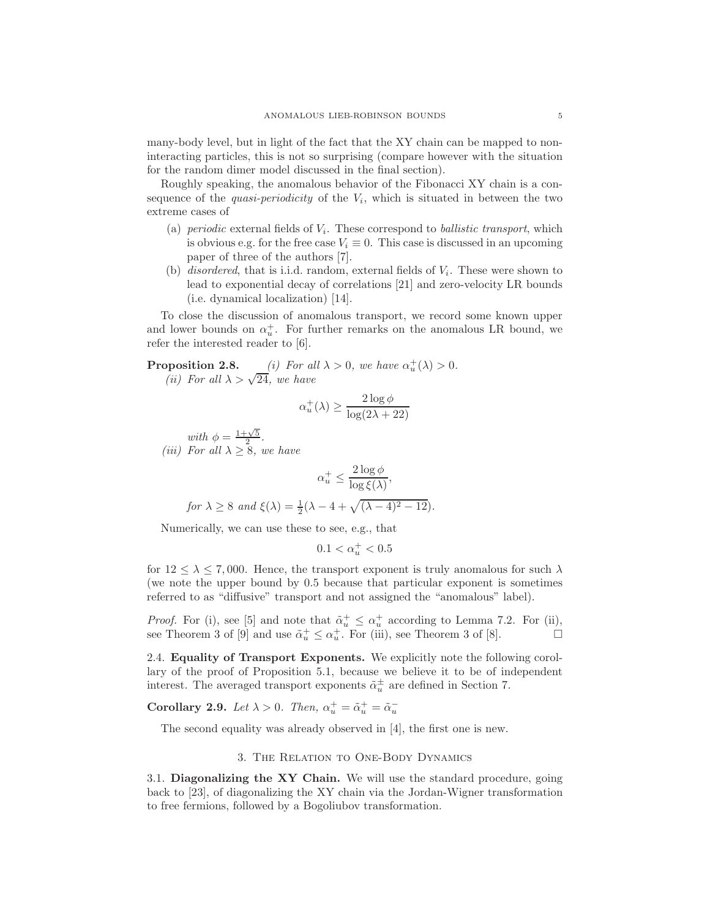many-body level, but in light of the fact that the XY chain can be mapped to non-interacting particles, this is not so surprising (compare however with the situation for the random dimer model discussed in the final section).

Roughly speaking, the anomalous behavior of the Fibonacci XY chain is a consequence of the *quasi-periodicity* of the $V_i$, which is situated in between the two extreme cases of

(a) *periodic* external fields of $V_i$. These correspond to *ballistic transport*, which is obvious e.g. for the free case $V_i \equiv 0$. This case is discussed in an upcoming paper of three of the authors [7].

(b) *disordered*, that is i.i.d. random, external fields of $V_i$. These were shown to lead to exponential decay of correlations [21] and zero-velocity LR bounds (i.e. dynamical localization) [14].

To close the discussion of anomalous transport, we record some known upper and lower bounds on $\alpha_u^+$. For further remarks on the anomalous LR bound, we refer the interested reader to [6].

**Proposition 2.8.** *(i) For all $\lambda > 0$, we have $\alpha_u^+(\lambda) > 0$.*

*(ii) For all $\lambda > \sqrt{24}$, we have*

$$\alpha_u^+(\lambda) \geq \frac{2\log\phi}{\log(2\lambda + 22)}$$

*with $\phi = \frac{1+\sqrt{5}}{2}$.*

*(iii) For all $\lambda \geq 8$, we have*

$$\alpha_u^+ \leq \frac{2\log\phi}{\log\xi(\lambda)},$$

*for $\lambda \geq 8$ and $\xi(\lambda) = \frac{1}{2}(\lambda - 4 + \sqrt{(\lambda-4)^2 - 12})$.*

Numerically, we can use these to see, e.g., that

$$0.1 < \alpha_u^+ < 0.5$$

for $12 \leq \lambda \leq 7,000$. Hence, the transport exponent is truly anomalous for such $\lambda$ (we note the upper bound by 0.5 because that particular exponent is sometimes referred to as "diffusive" transport and not assigned the "anomalous" label).

*Proof.* For (i), see [5] and note that $\tilde{\alpha}_u^+ \leq \alpha_u^+$ according to Lemma 7.2. For (ii), see Theorem 3 of [9] and use $\tilde{\alpha}_u^+ \leq \alpha_u^+$. For (iii), see Theorem 3 of [8]. □

### 2.4. Equality of Transport Exponents.

We explicitly note the following corollary of the proof of Proposition 5.1, because we believe it to be of independent interest. The averaged transport exponents $\tilde{\alpha}_u^\pm$ are defined in Section 7.

**Corollary 2.9.** *Let $\lambda > 0$. Then, $\alpha_u^+ = \tilde{\alpha}_u^+ = \tilde{\alpha}_u^-$*

The second equality was already observed in [4], the first one is new.

## 3. The Relation to One-Body Dynamics

### 3.1. Diagonalizing the XY Chain.

We will use the standard procedure, going back to [23], of diagonalizing the XY chain via the Jordan-Wigner transformation to free fermions, followed by a Bogoliubov transformation.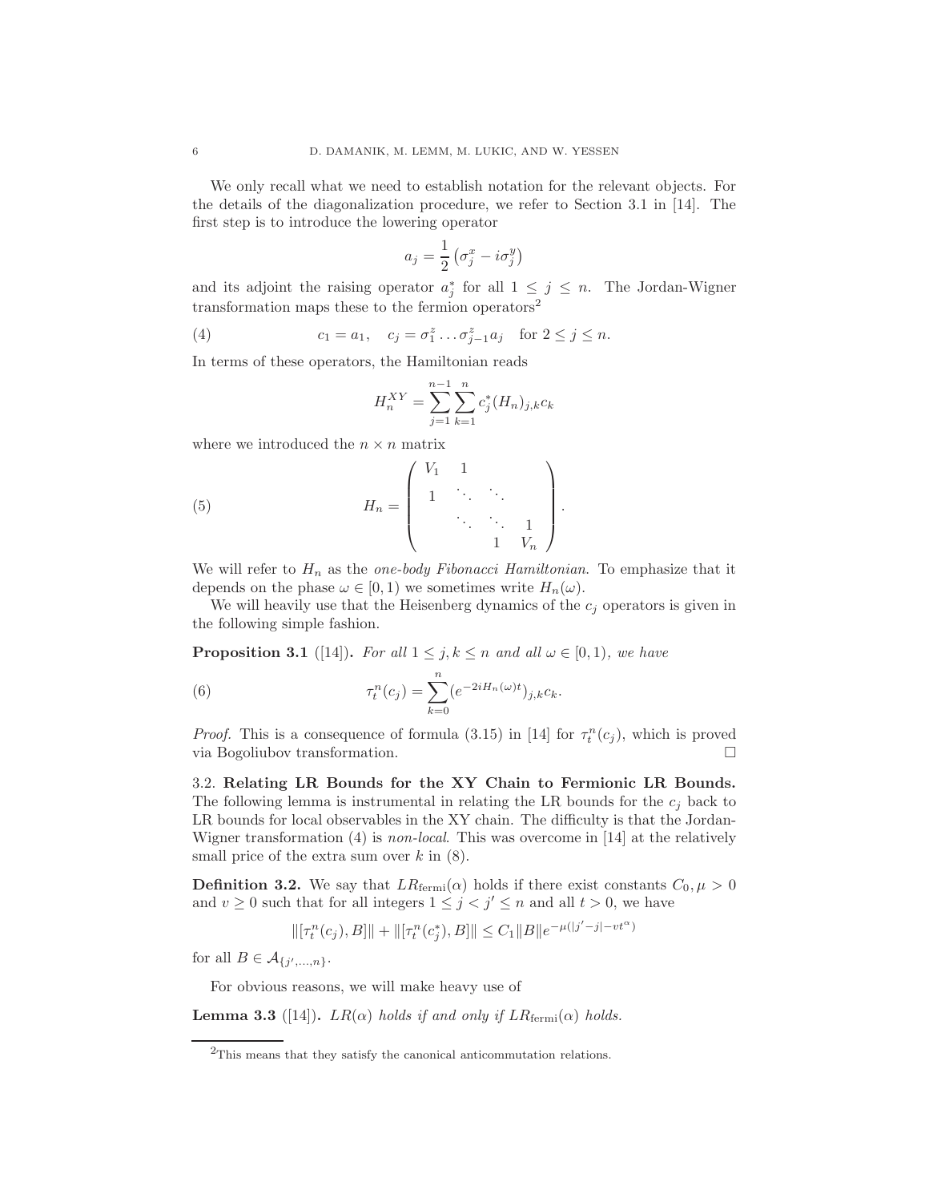We only recall what we need to establish notation for the relevant objects. For the details of the diagonalization procedure, we refer to Section 3.1 in [14]. The first step is to introduce the lowering operator

$$a_j = \frac{1}{2}\left(\sigma_j^x - i\sigma_j^y\right)$$

and its adjoint the raising operator $a_j^*$ for all $1 \leq j \leq n$. The Jordan-Wigner transformation maps these to the fermion operators[2]

$$c_1 = a_1, \quad c_j = \sigma_1^z \dots \sigma_{j-1}^z a_j \quad \text{for } 2 \leq j \leq n. \tag{4}$$

In terms of these operators, the Hamiltonian reads

$$H_n^{XY} = \sum_{j=1}^{n-1} \sum_{k=1}^{n} c_j^* (H_n)_{j,k} c_k$$

where we introduced the $n \times n$ matrix

$$H_n = \begin{pmatrix} V_1 & 1 & & \\ 1 & \ddots & \ddots & \\ & \ddots & \ddots & 1 \\ & & 1 & V_n \end{pmatrix}. \tag{5}$$

We will refer to $H_n$ as the *one-body Fibonacci Hamiltonian*. To emphasize that it depends on the phase $\omega \in [0,1)$ we sometimes write $H_n(\omega)$.

We will heavily use that the Heisenberg dynamics of the $c_j$ operators is given in the following simple fashion.

**Proposition 3.1** ([14]). *For all $1 \leq j, k \leq n$ and all $\omega \in [0,1)$, we have*

$$\tau_t^n(c_j) = \sum_{k=0}^{n} (e^{-2iH_n(\omega)t})_{j,k} c_k. \tag{6}$$

*Proof.* This is a consequence of formula (3.15) in [14] for $\tau_t^n(c_j)$, which is proved via Bogoliubov transformation. □

3.2. **Relating LR Bounds for the XY Chain to Fermionic LR Bounds.** The following lemma is instrumental in relating the LR bounds for the $c_j$ back to LR bounds for local observables in the XY chain. The difficulty is that the Jordan-Wigner transformation (4) is *non-local*. This was overcome in [14] at the relatively small price of the extra sum over $k$ in (8).

**Definition 3.2.** We say that $LR_{\text{fermi}}(\alpha)$ holds if there exist constants $C_0, \mu > 0$ and $v \geq 0$ such that for all integers $1 \leq j < j' \leq n$ and all $t > 0$, we have

$$\|[\tau_t^n(c_j), B]\| + \|[\tau_t^n(c_j^*), B]\| \leq C_1 \|B\| e^{-\mu(|j'-j| - vt^\alpha)}$$

for all $B \in \mathcal{A}_{\{j',\dots,n\}}$.

For obvious reasons, we will make heavy use of

**Lemma 3.3** ([14]). *$LR(\alpha)$ holds if and only if $LR_{\text{fermi}}(\alpha)$ holds.*

[2] This means that they satisfy the canonical anticommutation relations.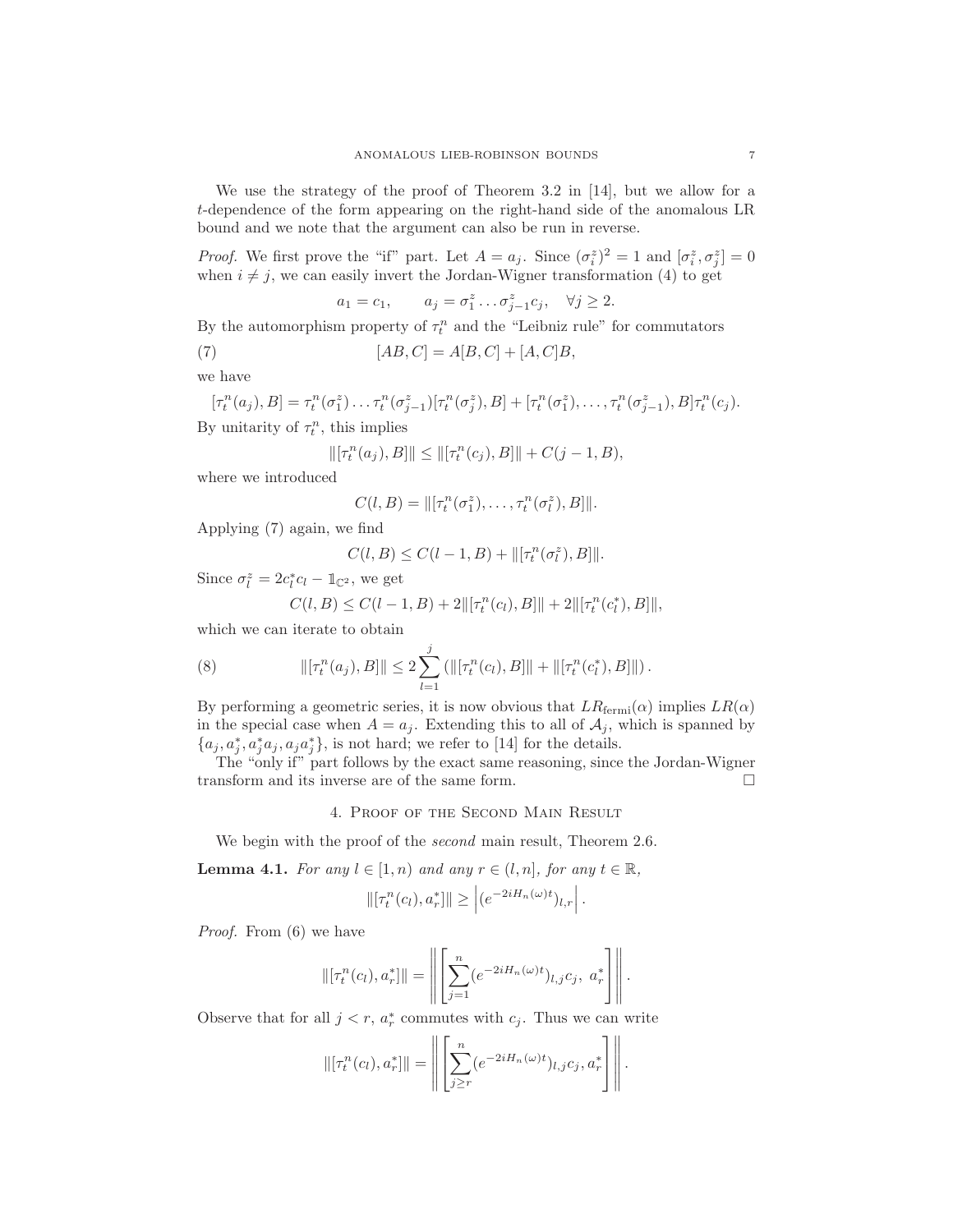We use the strategy of the proof of Theorem 3.2 in [14], but we allow for a $t$-dependence of the form appearing on the right-hand side of the anomalous LR bound and we note that the argument can also be run in reverse.

*Proof.* We first prove the "if" part. Let $A = a_j$. Since $(\sigma_i^z)^2 = 1$ and $[\sigma_i^z, \sigma_j^z] = 0$ when $i \neq j$, we can easily invert the Jordan-Wigner transformation (4) to get

$$a_1 = c_1, \qquad a_j = \sigma_1^z \ldots \sigma_{j-1}^z c_j, \quad \forall j \geq 2.$$

By the automorphism property of $\tau_t^n$ and the "Leibniz rule" for commutators

$$[AB, C] = A[B, C] + [A, C]B, \tag{7}$$

we have

$$[\tau_t^n(a_j), B] = \tau_t^n(\sigma_1^z) \ldots \tau_t^n(\sigma_{j-1}^z)[\tau_t^n(\sigma_j^z), B] + [\tau_t^n(\sigma_1^z), \ldots, \tau_t^n(\sigma_{j-1}^z), B]\tau_t^n(c_j).$$

By unitarity of $\tau_t^n$, this implies

$$\|[\tau_t^n(a_j), B]\| \leq \|[\tau_t^n(c_j), B]\| + C(j-1, B),$$

where we introduced

$$C(l, B) = \|[\tau_t^n(\sigma_1^z), \ldots, \tau_t^n(\sigma_l^z), B]\|.$$

Applying (7) again, we find

$$C(l, B) \leq C(l-1, B) + \|[\tau_t^n(\sigma_l^z), B]\|.$$

Since $\sigma_l^z = 2c_l^* c_l - \mathbb{1}_{\mathbb{C}^2}$, we get

$$C(l, B) \leq C(l-1, B) + 2\|[\tau_t^n(c_l), B]\| + 2\|[\tau_t^n(c_l^*), B]\|,$$

which we can iterate to obtain

$$\|[\tau_t^n(a_j), B]\| \leq 2\sum_{l=1}^{j} \left(\|[\tau_t^n(c_l), B]\| + \|[\tau_t^n(c_l^*), B]\|\right). \tag{8}$$

By performing a geometric series, it is now obvious that $LR_{\text{fermi}}(\alpha)$ implies $LR(\alpha)$ in the special case when $A = a_j$. Extending this to all of $\mathcal{A}_j$, which is spanned by $\{a_j, a_j^*, a_j^* a_j, a_j a_j^*\}$, is not hard; we refer to [14] for the details.

The "only if" part follows by the exact same reasoning, since the Jordan-Wigner transform and its inverse are of the same form. $\square$

## 4. Proof of the Second Main Result

We begin with the proof of the *second* main result, Theorem 2.6.

**Lemma 4.1.** *For any $l \in [1, n)$ and any $r \in (l, n]$, for any $t \in \mathbb{R}$,*

$$\|[\tau_t^n(c_l), a_r^*]\| \geq \left|(e^{-2iH_n(\omega)t})_{l,r}\right|.$$

*Proof.* From (6) we have

$$\|[\tau_t^n(c_l), a_r^*]\| = \left\| \left[\sum_{j=1}^{n} (e^{-2iH_n(\omega)t})_{l,j} c_j, \ a_r^*\right] \right\|.$$

Observe that for all $j < r$, $a_r^*$ commutes with $c_j$. Thus we can write

$$\|[\tau_t^n(c_l), a_r^*]\| = \left\| \left[\sum_{j \geq r}^{n} (e^{-2iH_n(\omega)t})_{l,j} c_j, a_r^*\right] \right\|.$$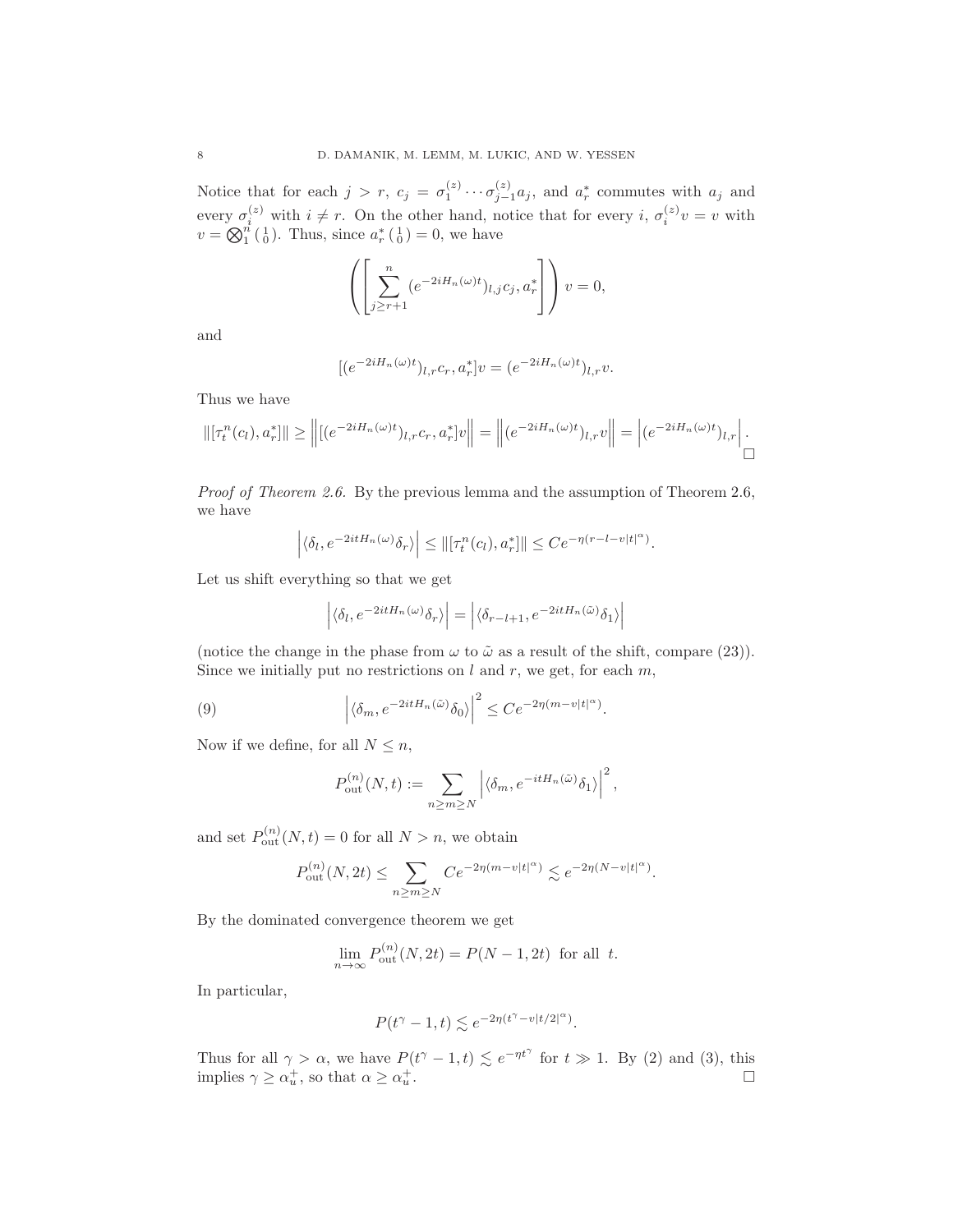Notice that for each $j > r$, $c_j = \sigma_1^{(z)} \cdots \sigma_{j-1}^{(z)} a_j$, and $a_r^*$ commutes with $a_j$ and every $\sigma_i^{(z)}$ with $i \neq r$. On the other hand, notice that for every $i$, $\sigma_i^{(z)} v = v$ with $v = \bigotimes_1^n \left(\begin{smallmatrix} 1 \\ 0 \end{smallmatrix}\right)$. Thus, since $a_r^* \left(\begin{smallmatrix} 1 \\ 0 \end{smallmatrix}\right) = 0$, we have

$$\left( \left[ \sum_{j \geq r+1}^{n} (e^{-2iH_n(\omega)t})_{l,j} c_j, a_r^* \right] \right) v = 0,$$

and

$$[(e^{-2iH_n(\omega)t})_{l,r} c_r, a_r^*] v = (e^{-2iH_n(\omega)t})_{l,r} v.$$

Thus we have

$$\|[\tau_t^n(c_l), a_r^*]\| \geq \left\| [(e^{-2iH_n(\omega)t})_{l,r} c_r, a_r^*] v \right\| = \left\| (e^{-2iH_n(\omega)t})_{l,r} v \right\| = \left| (e^{-2iH_n(\omega)t})_{l,r} \right|.$$

□

*Proof of Theorem 2.6.* By the previous lemma and the assumption of Theorem 2.6, we have

$$\left| \langle \delta_l, e^{-2itH_n(\omega)} \delta_r \rangle \right| \leq \|[\tau_t^n(c_l), a_r^*]\| \leq C e^{-\eta(r-l-v|t|^\alpha)}.$$

Let us shift everything so that we get

$$\left| \langle \delta_l, e^{-2itH_n(\omega)} \delta_r \rangle \right| = \left| \langle \delta_{r-l+1}, e^{-2itH_n(\tilde{\omega})} \delta_1 \rangle \right|$$

(notice the change in the phase from $\omega$ to $\tilde{\omega}$ as a result of the shift, compare (23)). Since we initially put no restrictions on $l$ and $r$, we get, for each $m$,

$$\left| \langle \delta_m, e^{-2itH_n(\tilde{\omega})} \delta_0 \rangle \right|^2 \leq C e^{-2\eta(m-v|t|^\alpha)}. \tag{9}$$

Now if we define, for all $N \leq n$,

$$P_{\text{out}}^{(n)}(N,t) := \sum_{n \geq m \geq N} \left| \langle \delta_m, e^{-itH_n(\tilde{\omega})} \delta_1 \rangle \right|^2,$$

and set $P_{\text{out}}^{(n)}(N,t) = 0$ for all $N > n$, we obtain

$$P_{\text{out}}^{(n)}(N,2t) \leq \sum_{n \geq m \geq N} C e^{-2\eta(m-v|t|^\alpha)} \lesssim e^{-2\eta(N-v|t|^\alpha)}.$$

By the dominated convergence theorem we get

$$\lim_{n \to \infty} P_{\text{out}}^{(n)}(N,2t) = P(N-1,2t) \text{ for all } t.$$

In particular,

$$P(t^\gamma - 1, t) \lesssim e^{-2\eta(t^\gamma - v|t/2|^\alpha)}.$$

Thus for all $\gamma > \alpha$, we have $P(t^\gamma - 1, t) \lesssim e^{-\eta t^\gamma}$ for $t \gg 1$. By (2) and (3), this implies $\gamma \geq \alpha_u^+$, so that $\alpha \geq \alpha_u^+$. □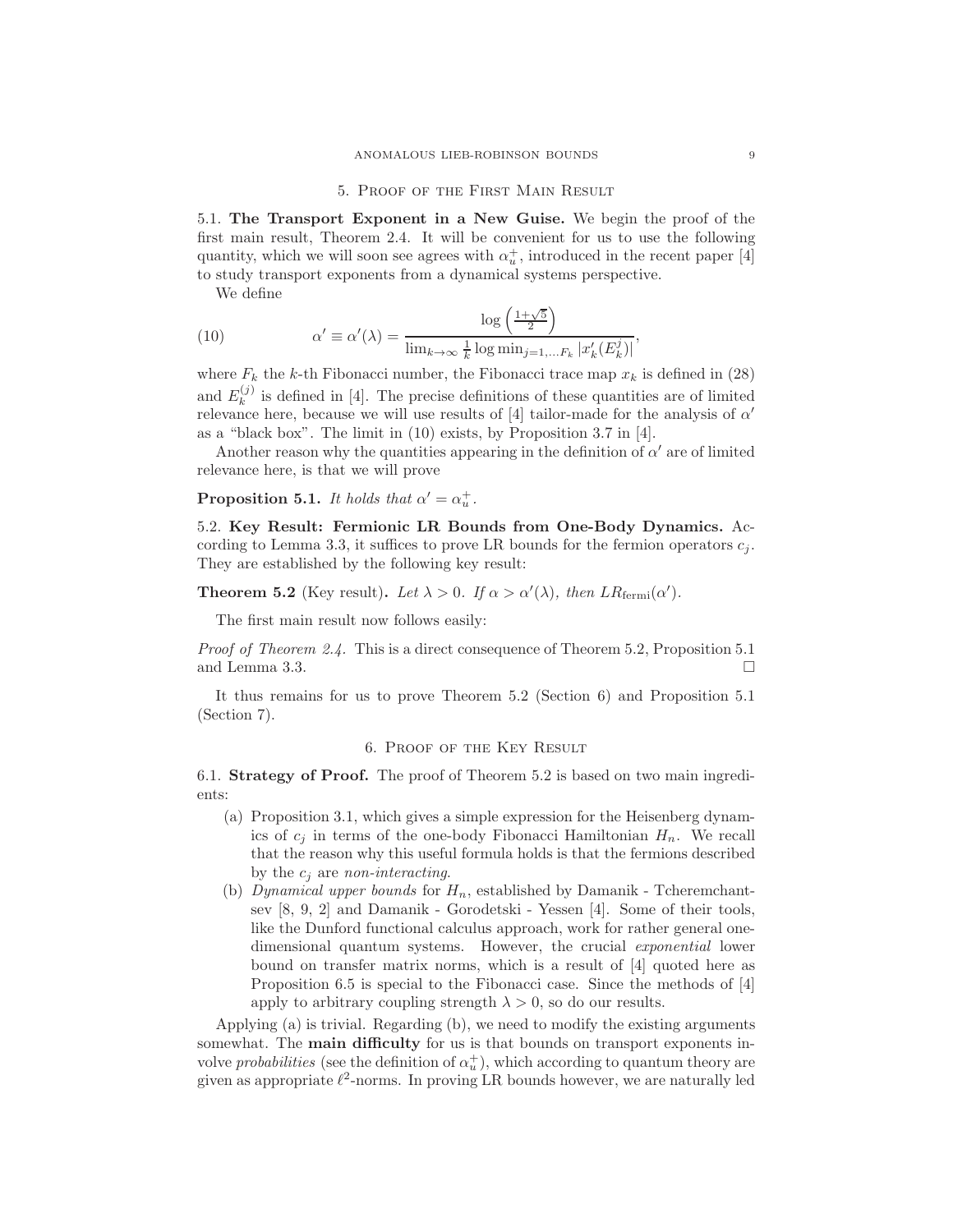## 5. Proof of the First Main Result

5.1. **The Transport Exponent in a New Guise.** We begin the proof of the first main result, Theorem 2.4. It will be convenient for us to use the following quantity, which we will soon see agrees with $\alpha_u^+$, introduced in the recent paper [4] to study transport exponents from a dynamical systems perspective.

We define

$$\alpha' \equiv \alpha'(\lambda) = \frac{\log\left(\frac{1+\sqrt{5}}{2}\right)}{\lim_{k\to\infty} \frac{1}{k} \log \min_{j=1,\ldots F_k} |x_k'(E_k^j)|}, \tag{10}$$

where $F_k$ the $k$-th Fibonacci number, the Fibonacci trace map $x_k$ is defined in (28) and $E_k^{(j)}$ is defined in [4]. The precise definitions of these quantities are of limited relevance here, because we will use results of [4] tailor-made for the analysis of $\alpha'$ as a "black box". The limit in (10) exists, by Proposition 3.7 in [4].

Another reason why the quantities appearing in the definition of $\alpha'$ are of limited relevance here, is that we will prove

**Proposition 5.1.** *It holds that* $\alpha' = \alpha_u^+$.

5.2. **Key Result: Fermionic LR Bounds from One-Body Dynamics.** According to Lemma 3.3, it suffices to prove LR bounds for the fermion operators $c_j$. They are established by the following key result:

**Theorem 5.2** (Key result)**.** *Let* $\lambda > 0$*. If* $\alpha > \alpha'(\lambda)$*, then* $LR_{\text{fermi}}(\alpha')$.

The first main result now follows easily:

*Proof of Theorem 2.4.* This is a direct consequence of Theorem 5.2, Proposition 5.1 and Lemma 3.3. □

It thus remains for us to prove Theorem 5.2 (Section 6) and Proposition 5.1 (Section 7).

## 6. Proof of the Key Result

6.1. **Strategy of Proof.** The proof of Theorem 5.2 is based on two main ingredients:

(a) Proposition 3.1, which gives a simple expression for the Heisenberg dynamics of $c_j$ in terms of the one-body Fibonacci Hamiltonian $H_n$. We recall that the reason why this useful formula holds is that the fermions described by the $c_j$ are *non-interacting*.

(b) *Dynamical upper bounds* for $H_n$, established by Damanik - Tcheremchantsev [8, 9, 2] and Damanik - Gorodetski - Yessen [4]. Some of their tools, like the Dunford functional calculus approach, work for rather general one-dimensional quantum systems. However, the crucial *exponential* lower bound on transfer matrix norms, which is a result of [4] quoted here as Proposition 6.5 is special to the Fibonacci case. Since the methods of [4] apply to arbitrary coupling strength $\lambda > 0$, so do our results.

Applying (a) is trivial. Regarding (b), we need to modify the existing arguments somewhat. The **main difficulty** for us is that bounds on transport exponents involve *probabilities* (see the definition of $\alpha_u^+$), which according to quantum theory are given as appropriate $\ell^2$-norms. In proving LR bounds however, we are naturally led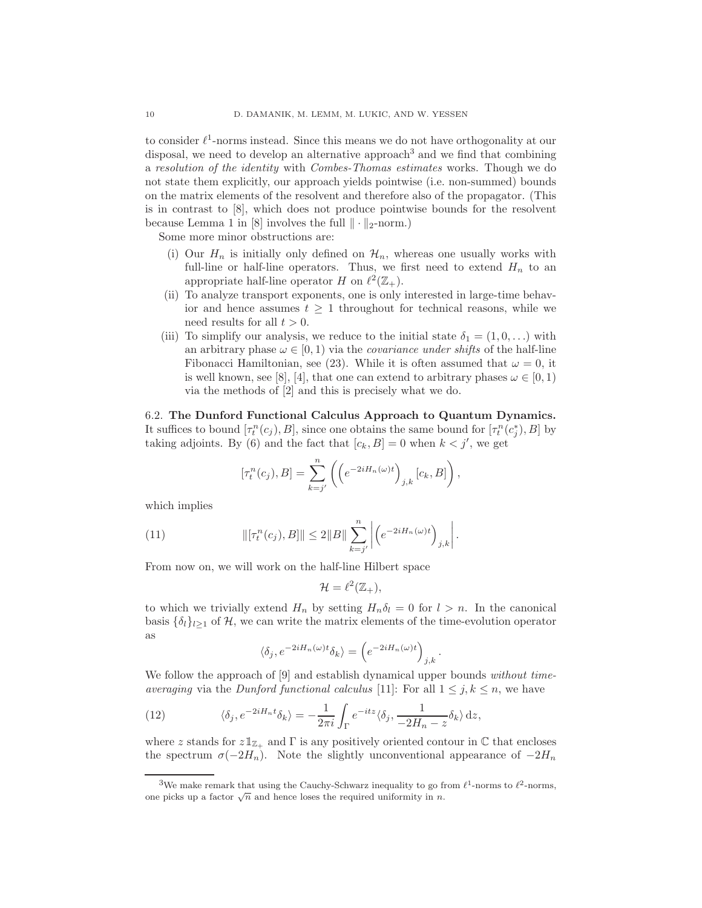to consider $\ell^1$-norms instead. Since this means we do not have orthogonality at our disposal, we need to develop an alternative approach[3] and we find that combining a *resolution of the identity* with *Combes-Thomas estimates* works. Though we do not state them explicitly, our approach yields pointwise (i.e. non-summed) bounds on the matrix elements of the resolvent and therefore also of the propagator. (This is in contrast to [8], which does not produce pointwise bounds for the resolvent because Lemma 1 in [8] involves the full $\|\cdot\|_2$-norm.)

Some more minor obstructions are:

(i) Our $H_n$ is initially only defined on $\mathcal{H}_n$, whereas one usually works with full-line or half-line operators. Thus, we first need to extend $H_n$ to an appropriate half-line operator $H$ on $\ell^2(\mathbb{Z}_+)$.

(ii) To analyze transport exponents, one is only interested in large-time behavior and hence assumes $t \geq 1$ throughout for technical reasons, while we need results for all $t > 0$.

(iii) To simplify our analysis, we reduce to the initial state $\delta_1 = (1, 0, \ldots)$ with an arbitrary phase $\omega \in [0, 1)$ via the *covariance under shifts* of the half-line Fibonacci Hamiltonian, see (23). While it is often assumed that $\omega = 0$, it is well known, see [8], [4], that one can extend to arbitrary phases $\omega \in [0, 1)$ via the methods of [2] and this is precisely what we do.

## 6.2. The Dunford Functional Calculus Approach to Quantum Dynamics.

It suffices to bound $[\tau_t^n(c_j), B]$, since one obtains the same bound for $[\tau_t^n(c_j^*), B]$ by taking adjoints. By (6) and the fact that $[c_k, B] = 0$ when $k < j'$, we get

$$[\tau_t^n(c_j), B] = \sum_{k=j'}^{n} \left( \left( e^{-2iH_n(\omega)t} \right)_{j,k} [c_k, B] \right),$$

which implies

$$\|[\tau_t^n(c_j), B]\| \leq 2\|B\| \sum_{k=j'}^{n} \left| \left( e^{-2iH_n(\omega)t} \right)_{j,k} \right|. \tag{11}$$

From now on, we will work on the half-line Hilbert space

$$\mathcal{H} = \ell^2(\mathbb{Z}_+),$$

to which we trivially extend $H_n$ by setting $H_n \delta_l = 0$ for $l > n$. In the canonical basis $\{\delta_l\}_{l \geq 1}$ of $\mathcal{H}$, we can write the matrix elements of the time-evolution operator as

$$\langle \delta_j, e^{-2iH_n(\omega)t} \delta_k \rangle = \left( e^{-2iH_n(\omega)t} \right)_{j,k}.$$

We follow the approach of [9] and establish dynamical upper bounds *without time-averaging* via the *Dunford functional calculus* [11]: For all $1 \leq j, k \leq n$, we have

$$\langle \delta_j, e^{-2iH_n t} \delta_k \rangle = -\frac{1}{2\pi i} \int_{\Gamma} e^{-itz} \langle \delta_j, \frac{1}{-2H_n - z} \delta_k \rangle \, \mathrm{d}z, \tag{12}$$

where $z$ stands for $z \mathbb{1}_{\mathbb{Z}_+}$ and $\Gamma$ is any positively oriented contour in $\mathbb{C}$ that encloses the spectrum $\sigma(-2H_n)$. Note the slightly unconventional appearance of $-2H_n$

---

[3] We make remark that using the Cauchy-Schwarz inequality to go from $\ell^1$-norms to $\ell^2$-norms, one picks up a factor $\sqrt{n}$ and hence loses the required uniformity in $n$.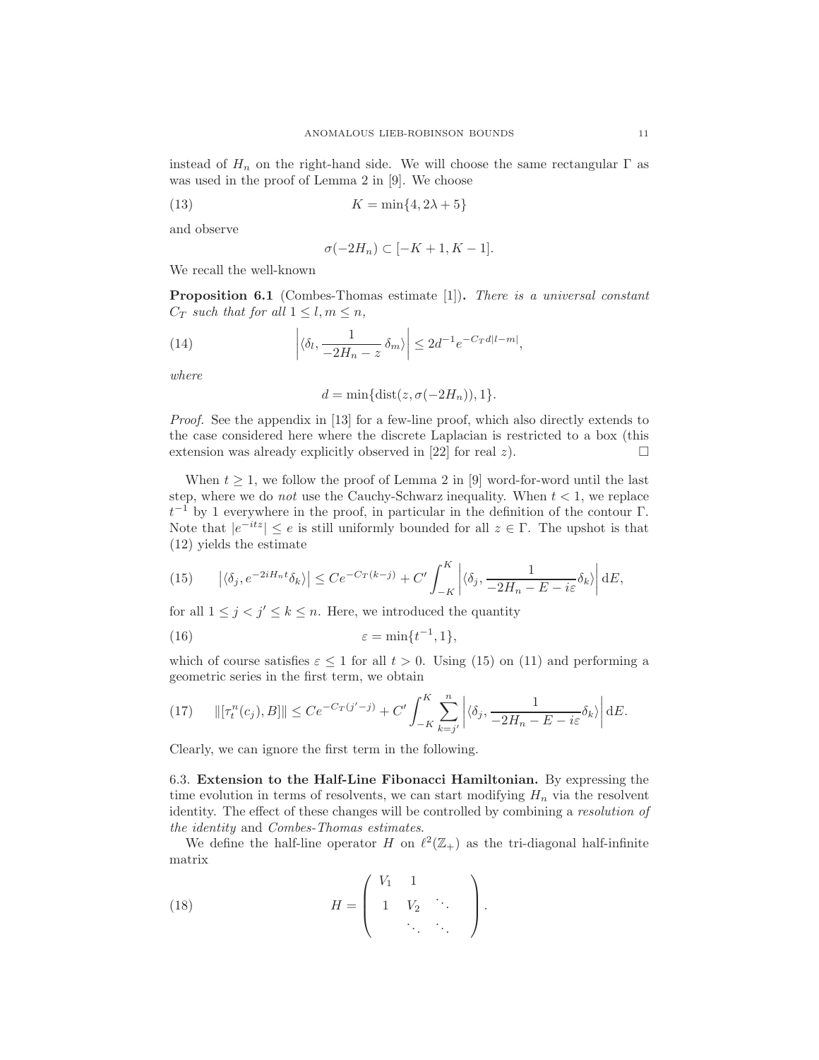instead of $H_n$ on the right-hand side. We will choose the same rectangular $\Gamma$ as was used in the proof of Lemma 2 in [9]. We choose

$$K = \min\{4, 2\lambda + 5\} \tag{13}$$

and observe

$$\sigma(-2H_n) \subset [-K+1, K-1].$$

We recall the well-known

**Proposition 6.1** (Combes-Thomas estimate [1])**.** *There is a universal constant $C_T$ such that for all $1 \leq l, m \leq n$,*

$$\left| \langle \delta_l, \frac{1}{-2H_n - z}\, \delta_m \rangle \right| \leq 2d^{-1} e^{-C_T d|l-m|}, \tag{14}$$

*where*

$$d = \min\{\operatorname{dist}(z, \sigma(-2H_n)), 1\}.$$

*Proof.* See the appendix in [13] for a few-line proof, which also directly extends to the case considered here where the discrete Laplacian is restricted to a box (this extension was already explicitly observed in [22] for real $z$). $\square$

When $t \geq 1$, we follow the proof of Lemma 2 in [9] word-for-word until the last step, where we do *not* use the Cauchy-Schwarz inequality. When $t < 1$, we replace $t^{-1}$ by 1 everywhere in the proof, in particular in the definition of the contour $\Gamma$. Note that $|e^{-itz}| \leq e$ is still uniformly bounded for all $z \in \Gamma$. The upshot is that (12) yields the estimate

$$\left| \langle \delta_j, e^{-2iH_n t} \delta_k \rangle \right| \leq C e^{-C_T (k-j)} + C' \int_{-K}^{K} \left| \langle \delta_j, \frac{1}{-2H_n - E - i\varepsilon} \delta_k \rangle \right| \mathrm{d}E, \tag{15}$$

for all $1 \leq j < j' \leq k \leq n$. Here, we introduced the quantity

$$\varepsilon = \min\{t^{-1}, 1\}, \tag{16}$$

which of course satisfies $\varepsilon \leq 1$ for all $t > 0$. Using (15) on (11) and performing a geometric series in the first term, we obtain

$$\|[\tau_t^n(c_j), B]\| \leq C e^{-C_T (j'-j)} + C' \int_{-K}^{K} \sum_{k=j'}^{n} \left| \langle \delta_j, \frac{1}{-2H_n - E - i\varepsilon} \delta_k \rangle \right| \mathrm{d}E. \tag{17}$$

Clearly, we can ignore the first term in the following.

### 6.3. Extension to the Half-Line Fibonacci Hamiltonian.

By expressing the time evolution in terms of resolvents, we can start modifying $H_n$ via the resolvent identity. The effect of these changes will be controlled by combining a *resolution of the identity* and *Combes-Thomas estimates*.

We define the half-line operator $H$ on $\ell^2(\mathbb{Z}_+)$ as the tri-diagonal half-infinite matrix

$$H = \begin{pmatrix} V_1 & 1 & & \\ 1 & V_2 & \ddots & \\ & \ddots & \ddots & \end{pmatrix}. \tag{18}$$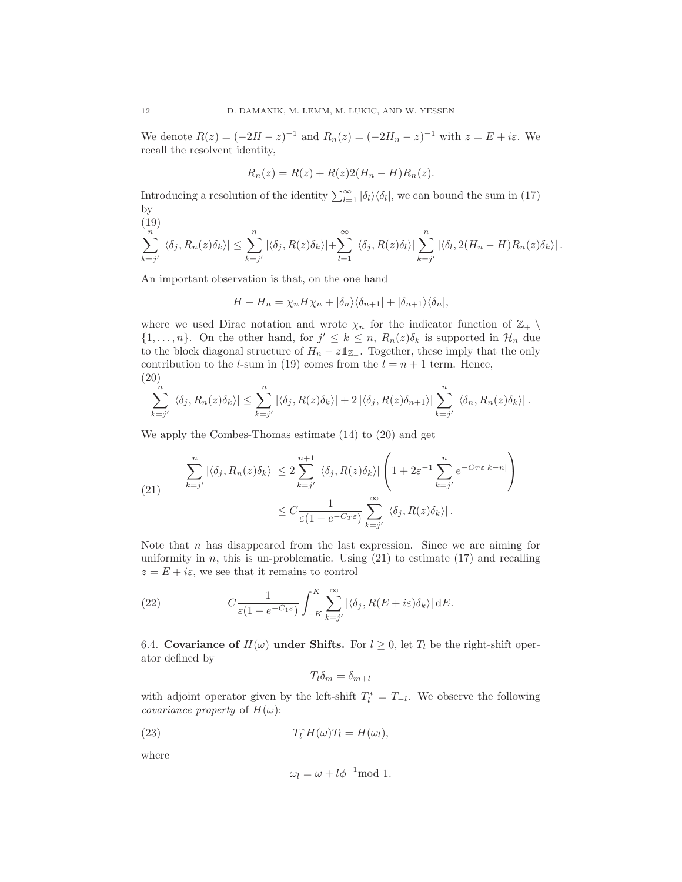We denote $R(z) = (-2H - z)^{-1}$ and $R_n(z) = (-2H_n - z)^{-1}$ with $z = E + i\varepsilon$. We recall the resolvent identity,

$$R_n(z) = R(z) + R(z)2(H_n - H)R_n(z).$$

Introducing a resolution of the identity $\sum_{l=1}^{\infty} |\delta_l\rangle\langle\delta_l|$, we can bound the sum in (17) by

$$\sum_{k=j'}^{n} |\langle\delta_j, R_n(z)\delta_k\rangle| \le \sum_{k=j'}^{n} |\langle\delta_j, R(z)\delta_k\rangle| + \sum_{l=1}^{\infty} |\langle\delta_j, R(z)\delta_l\rangle| \sum_{k=j'}^{n} |\langle\delta_l, 2(H_n - H)R_n(z)\delta_k\rangle| . \tag{19}$$

An important observation is that, on the one hand

$$H - H_n = \chi_n H \chi_n + |\delta_n\rangle\langle\delta_{n+1}| + |\delta_{n+1}\rangle\langle\delta_n|,$$

where we used Dirac notation and wrote $\chi_n$ for the indicator function of $\mathbb{Z}_+ \setminus \{1, \ldots, n\}$. On the other hand, for $j' \le k \le n$, $R_n(z)\delta_k$ is supported in $\mathcal{H}_n$ due to the block diagonal structure of $H_n - z\mathbb{1}_{\mathbb{Z}_+}$. Together, these imply that the only contribution to the $l$-sum in (19) comes from the $l = n+1$ term. Hence,

$$\sum_{k=j'}^{n} |\langle\delta_j, R_n(z)\delta_k\rangle| \le \sum_{k=j'}^{n} |\langle\delta_j, R(z)\delta_k\rangle| + 2\,|\langle\delta_j, R(z)\delta_{n+1}\rangle| \sum_{k=j'}^{n} |\langle\delta_n, R_n(z)\delta_k\rangle| . \tag{20}$$

We apply the Combes-Thomas estimate (14) to (20) and get

$$\begin{aligned} \sum_{k=j'}^{n} |\langle\delta_j, R_n(z)\delta_k\rangle| &\le 2\sum_{k=j'}^{n+1} |\langle\delta_j, R(z)\delta_k\rangle| \left(1 + 2\varepsilon^{-1}\sum_{k=j'}^{n} e^{-C_T\varepsilon|k-n|}\right) \\ &\le C\frac{1}{\varepsilon(1 - e^{-C_T\varepsilon})}\sum_{k=j'}^{\infty} |\langle\delta_j, R(z)\delta_k\rangle| . \end{aligned} \tag{21}$$

Note that $n$ has disappeared from the last expression. Since we are aiming for uniformity in $n$, this is un-problematic. Using (21) to estimate (17) and recalling $z = E + i\varepsilon$, we see that it remains to control

$$C\frac{1}{\varepsilon(1 - e^{-C_1\varepsilon})}\int_{-K}^{K}\sum_{k=j'}^{\infty} |\langle\delta_j, R(E + i\varepsilon)\delta_k\rangle| \,\mathrm{d}E. \tag{22}$$

### 6.4. Covariance of $H(\omega)$ under Shifts.

For $l \ge 0$, let $T_l$ be the right-shift operator defined by

$$T_l\delta_m = \delta_{m+l}$$

with adjoint operator given by the left-shift $T_l^* = T_{-l}$. We observe the following *covariance property* of $H(\omega)$:

$$T_l^* H(\omega) T_l = H(\omega_l), \tag{23}$$

where

$$\omega_l = \omega + l\phi^{-1} \text{mod } 1.$$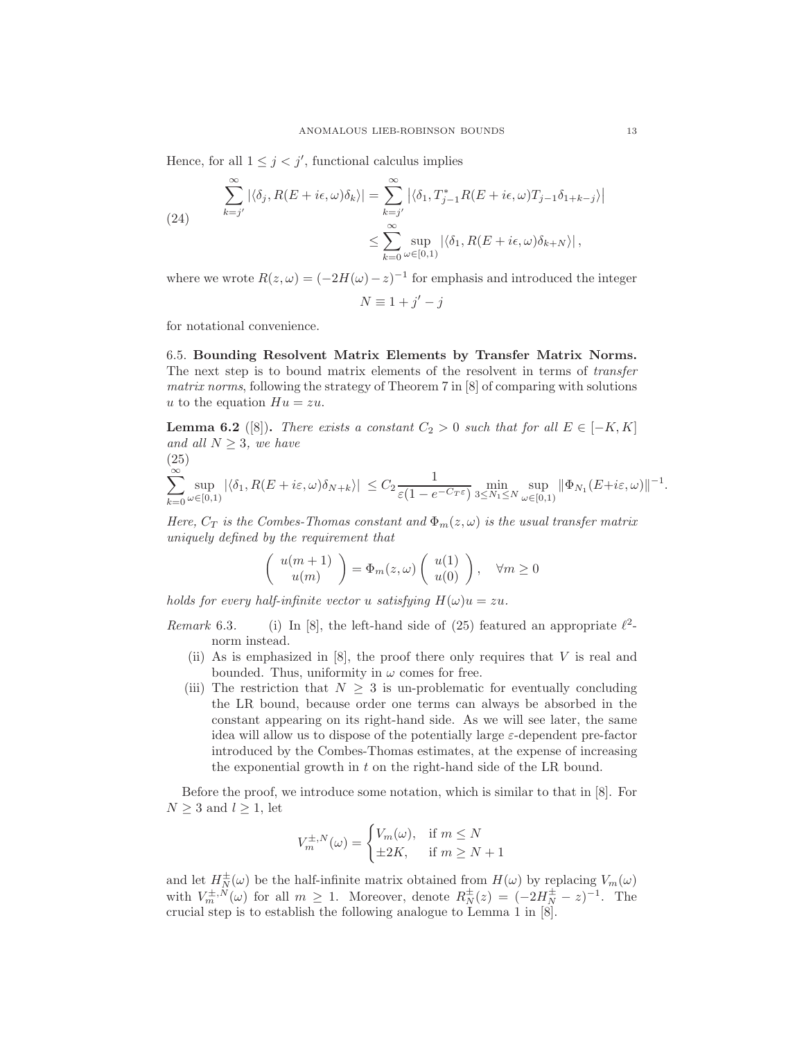Hence, for all $1 \leq j < j'$, functional calculus implies

$$
\begin{aligned}
\sum_{k=j'}^{\infty} |\langle \delta_j, R(E+i\epsilon,\omega)\delta_k\rangle| &= \sum_{k=j'}^{\infty} \left|\langle \delta_1, T_{j-1}^* R(E+i\epsilon,\omega) T_{j-1}\delta_{1+k-j}\rangle\right| \\
&\leq \sum_{k=0}^{\infty} \sup_{\omega\in[0,1)} |\langle \delta_1, R(E+i\epsilon,\omega)\delta_{k+N}\rangle|,
\end{aligned} \tag{24}
$$

where we wrote $R(z,\omega) = (-2H(\omega)-z)^{-1}$ for emphasis and introduced the integer

$$
N \equiv 1 + j' - j
$$

for notational convenience.

### 6.5. Bounding Resolvent Matrix Elements by Transfer Matrix Norms.

The next step is to bound matrix elements of the resolvent in terms of *transfer matrix norms*, following the strategy of Theorem 7 in [8] of comparing with solutions $u$ to the equation $Hu = zu$.

**Lemma 6.2** ([8])**.** *There exists a constant $C_2 > 0$ such that for all $E \in [-K, K]$ and all $N \geq 3$, we have*

$$
\sum_{k=0}^{\infty} \sup_{\omega\in[0,1)} |\langle \delta_1, R(E+i\varepsilon,\omega)\delta_{N+k}\rangle| \leq C_2 \frac{1}{\varepsilon(1-e^{-C_T\varepsilon})} \min_{3\leq N_1\leq N} \sup_{\omega\in[0,1)} \|\Phi_{N_1}(E+i\varepsilon,\omega)\|^{-1}. \tag{25}
$$

*Here, $C_T$ is the Combes-Thomas constant and $\Phi_m(z,\omega)$ is the usual transfer matrix uniquely defined by the requirement that*

$$
\begin{pmatrix} u(m+1) \\ u(m) \end{pmatrix} = \Phi_m(z,\omega) \begin{pmatrix} u(1) \\ u(0) \end{pmatrix}, \quad \forall m \geq 0
$$

*holds for every half-infinite vector $u$ satisfying $H(\omega)u = zu$.*

*Remark* 6.3.
- (i) In [8], the left-hand side of (25) featured an appropriate $\ell^2$-norm instead.
- (ii) As is emphasized in [8], the proof there only requires that $V$ is real and bounded. Thus, uniformity in $\omega$ comes for free.
- (iii) The restriction that $N \geq 3$ is un-problematic for eventually concluding the LR bound, because order one terms can always be absorbed in the constant appearing on its right-hand side. As we will see later, the same idea will allow us to dispose of the potentially large $\varepsilon$-dependent pre-factor introduced by the Combes-Thomas estimates, at the expense of increasing the exponential growth in $t$ on the right-hand side of the LR bound.

Before the proof, we introduce some notation, which is similar to that in [8]. For $N \geq 3$ and $l \geq 1$, let

$$
V_m^{\pm,N}(\omega) = \begin{cases} V_m(\omega), & \text{if } m \leq N \\ \pm 2K, & \text{if } m \geq N+1 \end{cases}
$$

and let $H_N^{\pm}(\omega)$ be the half-infinite matrix obtained from $H(\omega)$ by replacing $V_m(\omega)$ with $V_m^{\pm,N}(\omega)$ for all $m \geq 1$. Moreover, denote $R_N^{\pm}(z) = (-2H_N^{\pm} - z)^{-1}$. The crucial step is to establish the following analogue to Lemma 1 in [8].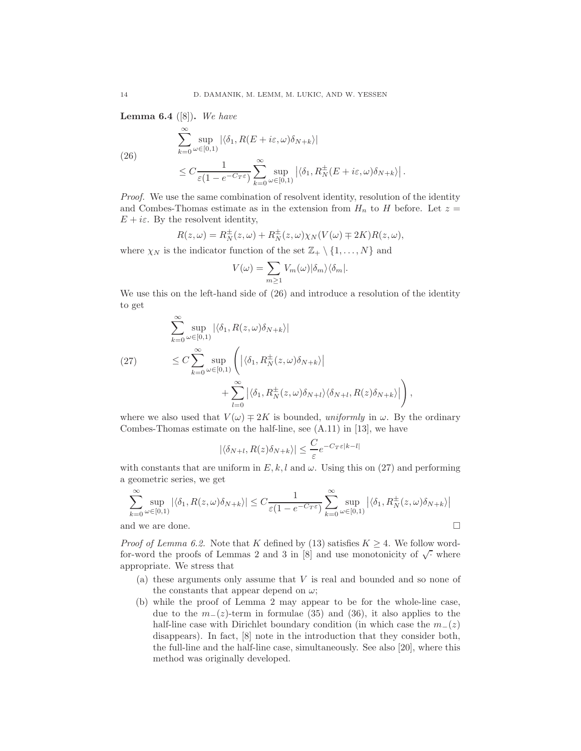**Lemma 6.4** ([8])**.** *We have*

$$
\begin{aligned}
&\sum_{k=0}^{\infty} \sup_{\omega\in[0,1)} |\langle \delta_1, R(E+i\varepsilon,\omega)\delta_{N+k}\rangle| \\
&\leq C\frac{1}{\varepsilon(1-e^{-C_T\varepsilon})}\sum_{k=0}^{\infty} \sup_{\omega\in[0,1)} \left|\langle \delta_1, R_N^{\pm}(E+i\varepsilon,\omega)\delta_{N+k}\rangle\right|.
\end{aligned} \tag{26}
$$

*Proof.* We use the same combination of resolvent identity, resolution of the identity and Combes-Thomas estimate as in the extension from $H_n$ to $H$ before. Let $z = E + i\varepsilon$. By the resolvent identity,

$$
R(z,\omega) = R_N^{\pm}(z,\omega) + R_N^{\pm}(z,\omega)\chi_N(V(\omega) \mp 2K)R(z,\omega),
$$

where $\chi_N$ is the indicator function of the set $\mathbb{Z}_+ \setminus \{1,\dots,N\}$ and

$$
V(\omega) = \sum_{m\geq 1} V_m(\omega)|\delta_m\rangle\langle\delta_m|.
$$

We use this on the left-hand side of (26) and introduce a resolution of the identity to get

$$
\begin{aligned}
&\sum_{k=0}^{\infty} \sup_{\omega\in[0,1)} |\langle \delta_1, R(z,\omega)\delta_{N+k}\rangle| \\
&\leq C\sum_{k=0}^{\infty} \sup_{\omega\in[0,1)} \Bigg( \left|\langle \delta_1, R_N^{\pm}(z,\omega)\delta_{N+k}\rangle\right| \\
&\qquad + \sum_{l=0}^{\infty} \left|\langle \delta_1, R_N^{\pm}(z,\omega)\delta_{N+l}\rangle\langle \delta_{N+l}, R(z)\delta_{N+k}\rangle\right| \Bigg),
\end{aligned} \tag{27}
$$

where we also used that $V(\omega) \mp 2K$ is bounded, *uniformly* in $\omega$. By the ordinary Combes-Thomas estimate on the half-line, see (A.11) in [13], we have

$$
|\langle \delta_{N+l}, R(z)\delta_{N+k}\rangle| \leq \frac{C}{\varepsilon}e^{-C_T\varepsilon|k-l|}
$$

with constants that are uniform in $E, k, l$ and $\omega$. Using this on (27) and performing a geometric series, we get

$$
\sum_{k=0}^{\infty} \sup_{\omega\in[0,1)} |\langle \delta_1, R(z,\omega)\delta_{N+k}\rangle| \leq C\frac{1}{\varepsilon(1-e^{-C_T\varepsilon})}\sum_{k=0}^{\infty} \sup_{\omega\in[0,1)} \left|\langle \delta_1, R_N^{\pm}(z,\omega)\delta_{N+k}\rangle\right|
$$

and we are done. □

*Proof of Lemma 6.2.* Note that $K$ defined by (13) satisfies $K \geq 4$. We follow word-for-word the proofs of Lemmas 2 and 3 in [8] and use monotonicity of $\sqrt{\cdot}$ where appropriate. We stress that

(a) these arguments only assume that $V$ is real and bounded and so none of the constants that appear depend on $\omega$;

(b) while the proof of Lemma 2 may appear to be for the whole-line case, due to the $m_-(z)$-term in formulae (35) and (36), it also applies to the half-line case with Dirichlet boundary condition (in which case the $m_-(z)$ disappears). In fact, [8] note in the introduction that they consider both, the full-line and the half-line case, simultaneously. See also [20], where this method was originally developed.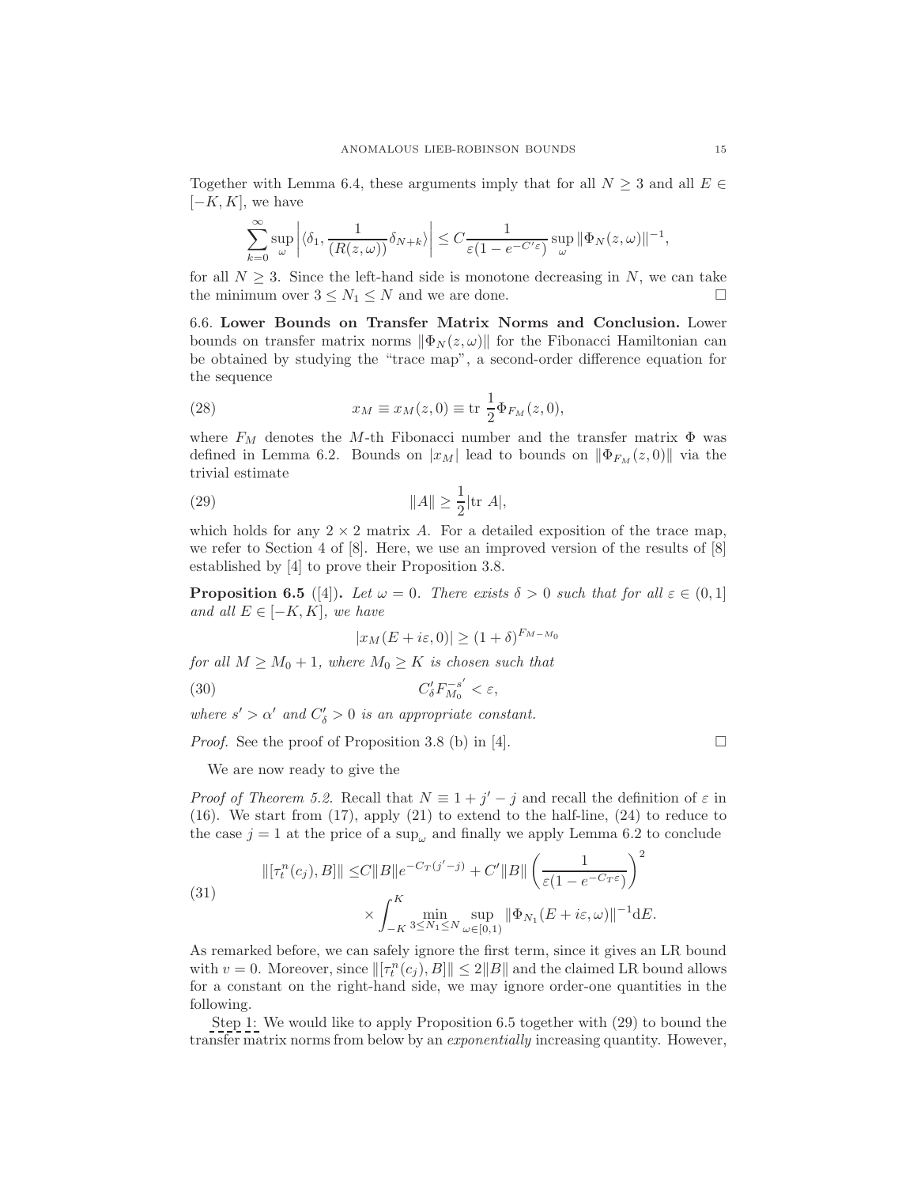Together with Lemma 6.4, these arguments imply that for all $N \geq 3$ and all $E \in [-K, K]$, we have

$$\sum_{k=0}^{\infty} \sup_{\omega} \left| \langle \delta_1, \frac{1}{(R(z,\omega))} \delta_{N+k} \rangle \right| \leq C \frac{1}{\varepsilon(1 - e^{-C'\varepsilon})} \sup_{\omega} \|\Phi_N(z,\omega)\|^{-1},$$

for all $N \geq 3$. Since the left-hand side is monotone decreasing in $N$, we can take the minimum over $3 \leq N_1 \leq N$ and we are done. $\square$

6.6. **Lower Bounds on Transfer Matrix Norms and Conclusion.** Lower bounds on transfer matrix norms $\|\Phi_N(z,\omega)\|$ for the Fibonacci Hamiltonian can be obtained by studying the "trace map", a second-order difference equation for the sequence

$$x_M \equiv x_M(z, 0) \equiv \text{tr } \frac{1}{2} \Phi_{F_M}(z, 0), \tag{28}$$

where $F_M$ denotes the $M$-th Fibonacci number and the transfer matrix $\Phi$ was defined in Lemma 6.2. Bounds on $|x_M|$ lead to bounds on $\|\Phi_{F_M}(z,0)\|$ via the trivial estimate

$$\|A\| \geq \frac{1}{2} |\text{tr } A|, \tag{29}$$

which holds for any $2 \times 2$ matrix $A$. For a detailed exposition of the trace map, we refer to Section 4 of [8]. Here, we use an improved version of the results of [8] established by [4] to prove their Proposition 3.8.

**Proposition 6.5** ([4])**.** *Let $\omega = 0$. There exists $\delta > 0$ such that for all $\varepsilon \in (0, 1]$ and all $E \in [-K, K]$, we have*

$$|x_M(E + i\varepsilon, 0)| \geq (1 + \delta)^{F_{M-M_0}}$$

*for all $M \geq M_0 + 1$, where $M_0 \geq K$ is chosen such that*

$$C'_\delta F_{M_0}^{-s'} < \varepsilon, \tag{30}$$

*where $s' > \alpha'$ and $C'_\delta > 0$ is an appropriate constant.*

*Proof.* See the proof of Proposition 3.8 (b) in [4]. $\square$

We are now ready to give the

*Proof of Theorem 5.2.* Recall that $N \equiv 1 + j' - j$ and recall the definition of $\varepsilon$ in (16). We start from (17), apply (21) to extend to the half-line, (24) to reduce to the case $j = 1$ at the price of a $\sup_\omega$ and finally we apply Lemma 6.2 to conclude

$$\begin{aligned} \|[\tau_t^n(c_j), B]\| \leq & C\|B\| e^{-C_T(j'-j)} + C'\|B\| \left( \frac{1}{\varepsilon(1 - e^{-C_T\varepsilon})} \right)^2 \\ & \times \int_{-K}^{K} \min_{3 \leq N_1 \leq N} \sup_{\omega \in [0,1)} \|\Phi_{N_1}(E + i\varepsilon, \omega)\|^{-1} \mathrm{d}E. \end{aligned} \tag{31}$$

As remarked before, we can safely ignore the first term, since it gives an LR bound with $v = 0$. Moreover, since $\|[\tau_t^n(c_j), B]\| \leq 2\|B\|$ and the claimed LR bound allows for a constant on the right-hand side, we may ignore order-one quantities in the following.

Step 1: We would like to apply Proposition 6.5 together with (29) to bound the transfer matrix norms from below by an *exponentially* increasing quantity. However,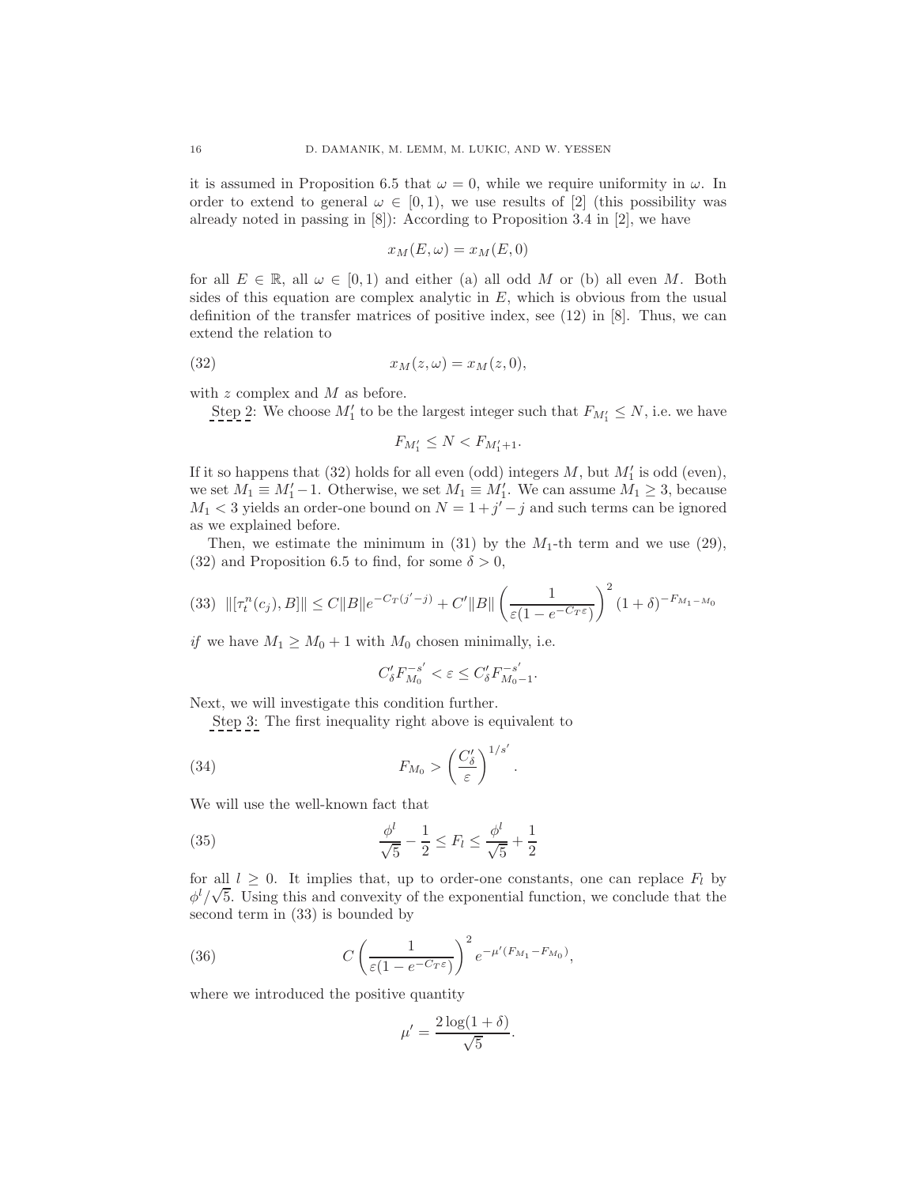it is assumed in Proposition 6.5 that $\omega = 0$, while we require uniformity in $\omega$. In order to extend to general $\omega \in [0, 1)$, we use results of [2] (this possibility was already noted in passing in [8]): According to Proposition 3.4 in [2], we have

$$x_M(E, \omega) = x_M(E, 0)$$

for all $E \in \mathbb{R}$, all $\omega \in [0, 1)$ and either (a) all odd $M$ or (b) all even $M$. Both sides of this equation are complex analytic in $E$, which is obvious from the usual definition of the transfer matrices of positive index, see (12) in [8]. Thus, we can extend the relation to

$$x_M(z, \omega) = x_M(z, 0), \tag{32}$$

with $z$ complex and $M$ as before.

Step 2: We choose $M_1'$ to be the largest integer such that $F_{M_1'} \leq N$, i.e. we have

$$F_{M_1'} \leq N < F_{M_1'+1}.$$

If it so happens that (32) holds for all even (odd) integers $M$, but $M_1'$ is odd (even), we set $M_1 \equiv M_1' - 1$. Otherwise, we set $M_1 \equiv M_1'$. We can assume $M_1 \geq 3$, because $M_1 < 3$ yields an order-one bound on $N = 1 + j' - j$ and such terms can be ignored as we explained before.

Then, we estimate the minimum in (31) by the $M_1$-th term and we use (29), (32) and Proposition 6.5 to find, for some $\delta > 0$,

$$\|[\tau_t^n(c_j), B]\| \leq C\|B\|e^{-C_T(j'-j)} + C'\|B\| \left( \frac{1}{\varepsilon(1 - e^{-C_T\varepsilon})} \right)^2 (1+\delta)^{-F_{M_1 - M_0}} \tag{33}$$

*if* we have $M_1 \geq M_0 + 1$ with $M_0$ chosen minimally, i.e.

$$C_\delta' F_{M_0}^{-s'} < \varepsilon \leq C_\delta' F_{M_0 - 1}^{-s'}.$$

Next, we will investigate this condition further.

Step 3: The first inequality right above is equivalent to

$$F_{M_0} > \left( \frac{C_\delta'}{\varepsilon} \right)^{1/s'}. \tag{34}$$

We will use the well-known fact that

$$\frac{\phi^l}{\sqrt{5}} - \frac{1}{2} \leq F_l \leq \frac{\phi^l}{\sqrt{5}} + \frac{1}{2} \tag{35}$$

for all $l \geq 0$. It implies that, up to order-one constants, one can replace $F_l$ by $\phi^l/\sqrt{5}$. Using this and convexity of the exponential function, we conclude that the second term in (33) is bounded by

$$C \left( \frac{1}{\varepsilon(1 - e^{-C_T\varepsilon})} \right)^2 e^{-\mu'(F_{M_1} - F_{M_0})}, \tag{36}$$

where we introduced the positive quantity

$$\mu' = \frac{2\log(1+\delta)}{\sqrt{5}}.$$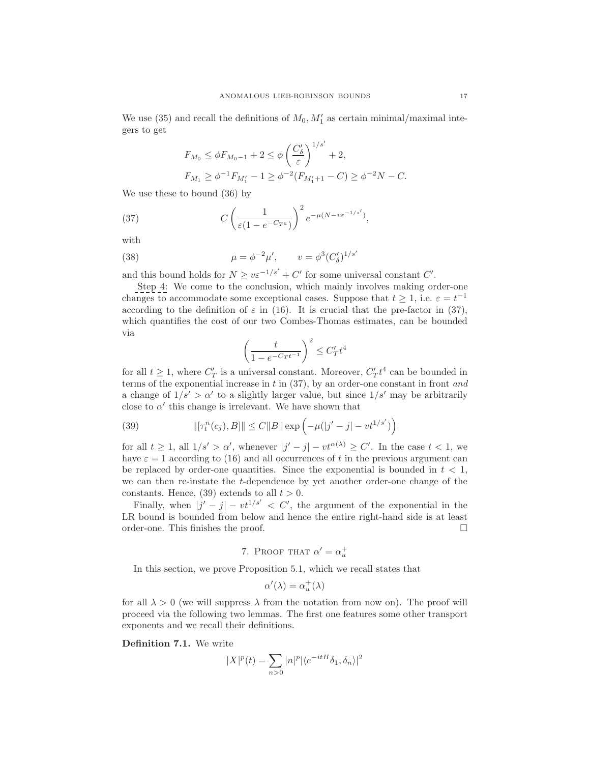We use (35) and recall the definitions of $M_0, M_1'$ as certain minimal/maximal integers to get

$$
\begin{aligned}
F_{M_0} &\leq \phi F_{M_0-1} + 2 \leq \phi \left(\frac{C_\delta'}{\varepsilon}\right)^{1/s'} + 2, \\
F_{M_1} &\geq \phi^{-1} F_{M_1'} - 1 \geq \phi^{-2}(F_{M_1'+1} - C) \geq \phi^{-2} N - C.
\end{aligned}
$$

We use these to bound (36) by

$$
C \left(\frac{1}{\varepsilon(1-e^{-C_T \varepsilon})}\right)^2 e^{-\mu(N - v\varepsilon^{-1/s'})}, \tag{37}
$$

with

$$
\mu = \phi^{-2}\mu', \qquad v = \phi^3 (C_\delta')^{1/s'} \tag{38}
$$

and this bound holds for $N \geq v\varepsilon^{-1/s'} + C'$ for some universal constant $C'$.

Step 4: We come to the conclusion, which mainly involves making order-one changes to accommodate some exceptional cases. Suppose that $t \geq 1$, i.e. $\varepsilon = t^{-1}$ according to the definition of $\varepsilon$ in (16). It is crucial that the pre-factor in (37), which quantifies the cost of our two Combes-Thomas estimates, can be bounded via

$$
\left(\frac{t}{1 - e^{-C_T t^{-1}}}\right)^2 \leq C_T' t^4
$$

for all $t \geq 1$, where $C_T'$ is a universal constant. Moreover, $C_T' t^4$ can be bounded in terms of the exponential increase in $t$ in (37), by an order-one constant in front *and* a change of $1/s' > \alpha'$ to a slightly larger value, but since $1/s'$ may be arbitrarily close to $\alpha'$ this change is irrelevant. We have shown that

$$
\|[\tau_t^n(c_j), B]\| \leq C\|B\| \exp\left(-\mu(|j'-j| - vt^{1/s'})\right) \tag{39}
$$

for all $t \geq 1$, all $1/s' > \alpha'$, whenever $|j'-j| - vt^{\alpha(\lambda)} \geq C'$. In the case $t < 1$, we have $\varepsilon = 1$ according to (16) and all occurrences of $t$ in the previous argument can be replaced by order-one quantities. Since the exponential is bounded in $t < 1$, we can then re-instate the $t$-dependence by yet another order-one change of the constants. Hence, (39) extends to all $t > 0$.

Finally, when $|j'-j| - vt^{1/s'} < C'$, the argument of the exponential in the LR bound is bounded from below and hence the entire right-hand side is at least order-one. This finishes the proof. $\square$

## 7. Proof that $\alpha' = \alpha_u^+$

In this section, we prove Proposition 5.1, which we recall states that

$$
\alpha'(\lambda) = \alpha_u^+(\lambda)
$$

for all $\lambda > 0$ (we will suppress $\lambda$ from the notation from now on). The proof will proceed via the following two lemmas. The first one features some other transport exponents and we recall their definitions.

**Definition 7.1.** We write

$$
|X|^p(t) = \sum_{n>0} |n|^p |\langle e^{-itH}\delta_1, \delta_n\rangle|^2
$$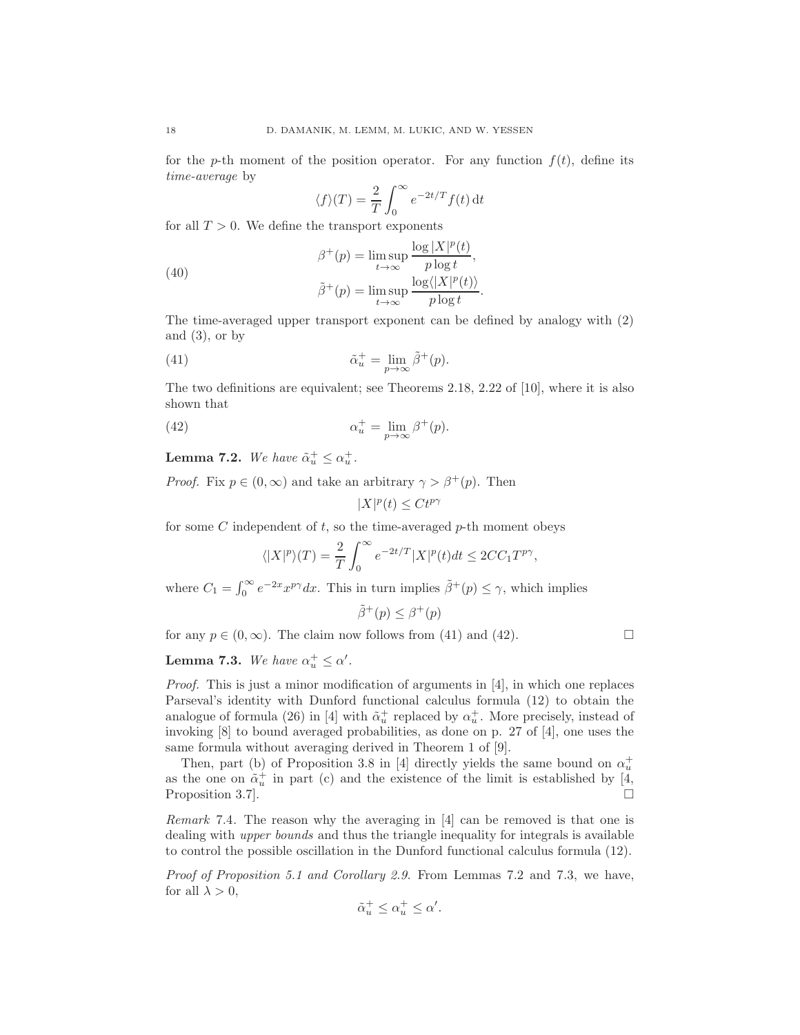for the $p$-th moment of the position operator. For any function $f(t)$, define its *time-average* by

$$\langle f \rangle(T) = \frac{2}{T} \int_0^\infty e^{-2t/T} f(t) \, \mathrm{d}t$$

for all $T > 0$. We define the transport exponents

$$\beta^+(p) = \limsup_{t\to\infty} \frac{\log |X|^p(t)}{p \log t}, \tag{40}$$
$$\tilde{\beta}^+(p) = \limsup_{t\to\infty} \frac{\log \langle |X|^p(t) \rangle}{p \log t}.$$

The time-averaged upper transport exponent can be defined by analogy with (2) and (3), or by

$$\tilde{\alpha}_u^+ = \lim_{p\to\infty} \tilde{\beta}^+(p). \tag{41}$$

The two definitions are equivalent; see Theorems 2.18, 2.22 of [10], where it is also shown that

$$\alpha_u^+ = \lim_{p\to\infty} \beta^+(p). \tag{42}$$

**Lemma 7.2.** *We have* $\tilde{\alpha}_u^+ \le \alpha_u^+$.

*Proof.* Fix $p \in (0, \infty)$ and take an arbitrary $\gamma > \beta^+(p)$. Then

$$|X|^p(t) \le C t^{p\gamma}$$

for some $C$ independent of $t$, so the time-averaged $p$-th moment obeys

$$\langle |X|^p \rangle(T) = \frac{2}{T} \int_0^\infty e^{-2t/T} |X|^p(t) dt \le 2CC_1 T^{p\gamma},$$

where $C_1 = \int_0^\infty e^{-2x} x^{p\gamma} dx$. This in turn implies $\tilde{\beta}^+(p) \le \gamma$, which implies

$$\tilde{\beta}^+(p) \le \beta^+(p)$$

for any $p \in (0, \infty)$. The claim now follows from (41) and (42). $\square$

**Lemma 7.3.** *We have* $\alpha_u^+ \le \alpha'$.

*Proof.* This is just a minor modification of arguments in [4], in which one replaces Parseval's identity with Dunford functional calculus formula (12) to obtain the analogue of formula (26) in [4] with $\tilde{\alpha}_u^+$ replaced by $\alpha_u^+$. More precisely, instead of invoking [8] to bound averaged probabilities, as done on p. 27 of [4], one uses the same formula without averaging derived in Theorem 1 of [9].

Then, part (b) of Proposition 3.8 in [4] directly yields the same bound on $\alpha_u^+$ as the one on $\tilde{\alpha}_u^+$ in part (c) and the existence of the limit is established by [4, Proposition 3.7]. $\square$

*Remark* 7.4. The reason why the averaging in [4] can be removed is that one is dealing with *upper bounds* and thus the triangle inequality for integrals is available to control the possible oscillation in the Dunford functional calculus formula (12).

*Proof of Proposition 5.1 and Corollary 2.9.* From Lemmas 7.2 and 7.3, we have, for all $\lambda > 0$,

$$\tilde{\alpha}_u^+ \le \alpha_u^+ \le \alpha'.$$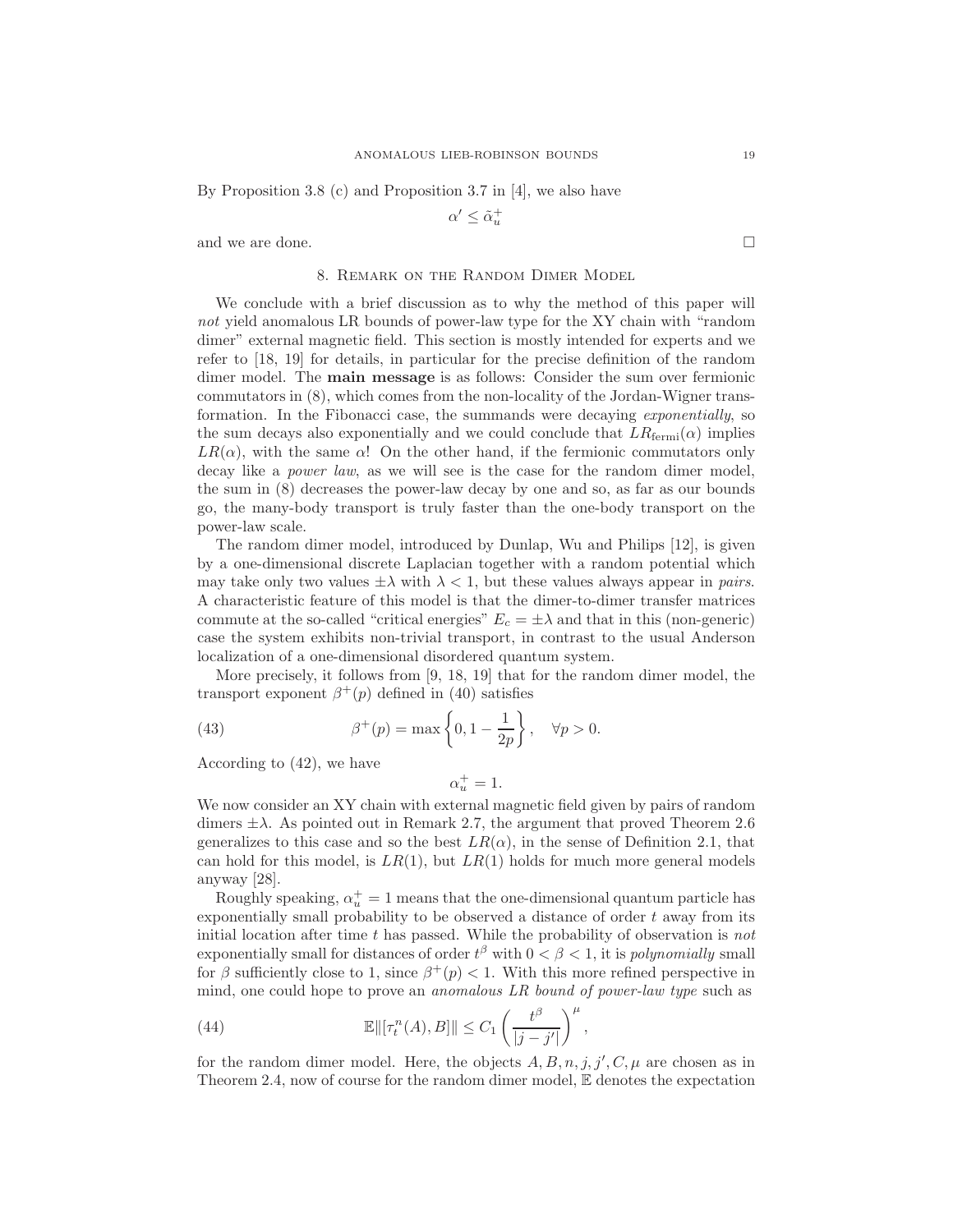By Proposition 3.8 (c) and Proposition 3.7 in [4], we also have

$$\alpha' \leq \tilde{\alpha}_u^+$$

and we are done. $\square$

## 8. Remark on the Random Dimer Model

We conclude with a brief discussion as to why the method of this paper will *not* yield anomalous LR bounds of power-law type for the XY chain with "random dimer" external magnetic field. This section is mostly intended for experts and we refer to [18, 19] for details, in particular for the precise definition of the random dimer model. The **main message** is as follows: Consider the sum over fermionic commutators in (8), which comes from the non-locality of the Jordan-Wigner transformation. In the Fibonacci case, the summands were decaying *exponentially*, so the sum decays also exponentially and we could conclude that $LR_{\text{fermi}}(\alpha)$ implies $LR(\alpha)$, with the same $\alpha$! On the other hand, if the fermionic commutators only decay like a *power law*, as we will see is the case for the random dimer model, the sum in (8) decreases the power-law decay by one and so, as far as our bounds go, the many-body transport is truly faster than the one-body transport on the power-law scale.

The random dimer model, introduced by Dunlap, Wu and Philips [12], is given by a one-dimensional discrete Laplacian together with a random potential which may take only two values $\pm\lambda$ with $\lambda < 1$, but these values always appear in *pairs*. A characteristic feature of this model is that the dimer-to-dimer transfer matrices commute at the so-called "critical energies" $E_c = \pm\lambda$ and that in this (non-generic) case the system exhibits non-trivial transport, in contrast to the usual Anderson localization of a one-dimensional disordered quantum system.

More precisely, it follows from [9, 18, 19] that for the random dimer model, the transport exponent $\beta^+(p)$ defined in (40) satisfies

$$\beta^+(p) = \max\left\{0, 1 - \frac{1}{2p}\right\}, \quad \forall p > 0. \tag{43}$$

According to (42), we have

$$\alpha_u^+ = 1.$$

We now consider an XY chain with external magnetic field given by pairs of random dimers $\pm\lambda$. As pointed out in Remark 2.7, the argument that proved Theorem 2.6 generalizes to this case and so the best $LR(\alpha)$, in the sense of Definition 2.1, that can hold for this model, is $LR(1)$, but $LR(1)$ holds for much more general models anyway [28].

Roughly speaking, $\alpha_u^+ = 1$ means that the one-dimensional quantum particle has exponentially small probability to be observed a distance of order $t$ away from its initial location after time $t$ has passed. While the probability of observation is *not* exponentially small for distances of order $t^\beta$ with $0 < \beta < 1$, it is *polynomially* small for $\beta$ sufficiently close to 1, since $\beta^+(p) < 1$. With this more refined perspective in mind, one could hope to prove an *anomalous LR bound of power-law type* such as

$$\mathbb{E}\|[\tau_t^n(A), B]\| \leq C_1 \left(\frac{t^\beta}{|j - j'|}\right)^\mu, \tag{44}$$

for the random dimer model. Here, the objects $A, B, n, j, j', C, \mu$ are chosen as in Theorem 2.4, now of course for the random dimer model, $\mathbb{E}$ denotes the expectation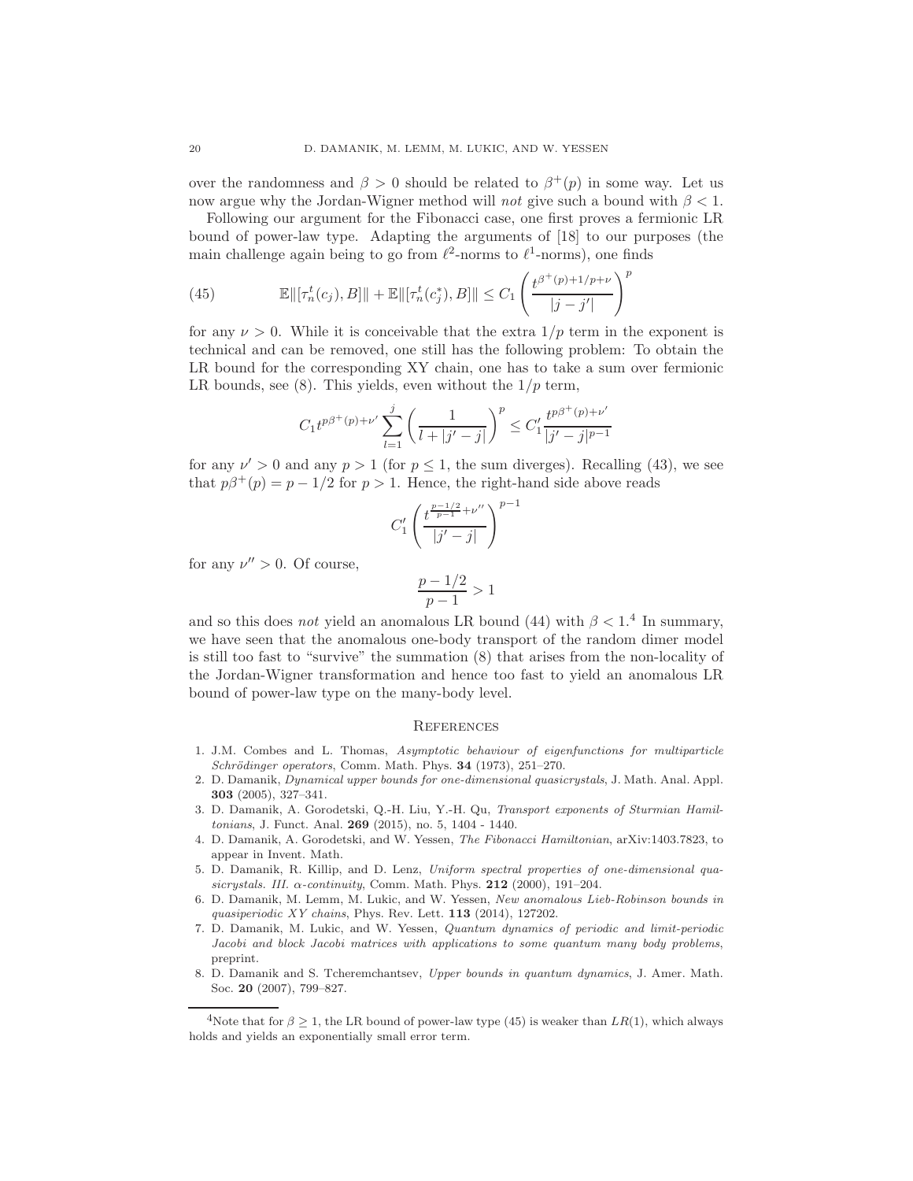over the randomness and $\beta > 0$ should be related to $\beta^+(p)$ in some way. Let us now argue why the Jordan-Wigner method will *not* give such a bound with $\beta < 1$.

Following our argument for the Fibonacci case, one first proves a fermionic LR bound of power-law type. Adapting the arguments of [18] to our purposes (the main challenge again being to go from $\ell^2$-norms to $\ell^1$-norms), one finds

$$\mathbb{E}\|[\tau_n^t(c_j), B]\| + \mathbb{E}\|[\tau_n^t(c_j^*), B]\| \leq C_1 \left( \frac{t^{\beta^+(p)+1/p+\nu}}{|j-j'|} \right)^p \tag{45}$$

for any $\nu > 0$. While it is conceivable that the extra $1/p$ term in the exponent is technical and can be removed, one still has the following problem: To obtain the LR bound for the corresponding XY chain, one has to take a sum over fermionic LR bounds, see (8). This yields, even without the $1/p$ term,

$$C_1 t^{p\beta^+(p)+\nu'} \sum_{l=1}^{j} \left( \frac{1}{l+|j'-j|} \right)^p \leq C_1' \frac{t^{p\beta^+(p)+\nu'}}{|j'-j|^{p-1}}$$

for any $\nu' > 0$ and any $p > 1$ (for $p \leq 1$, the sum diverges). Recalling (43), we see that $p\beta^+(p) = p - 1/2$ for $p > 1$. Hence, the right-hand side above reads

$$C_1' \left( \frac{t^{\frac{p-1/2}{p-1}+\nu''}}{|j'-j|} \right)^{p-1}$$

for any $\nu'' > 0$. Of course,

$$\frac{p-1/2}{p-1} > 1$$

and so this does *not* yield an anomalous LR bound (44) with $\beta < 1$.[4] In summary, we have seen that the anomalous one-body transport of the random dimer model is still too fast to "survive" the summation (8) that arises from the non-locality of the Jordan-Wigner transformation and hence too fast to yield an anomalous LR bound of power-law type on the many-body level.

## References

1. J.M. Combes and L. Thomas, *Asymptotic behaviour of eigenfunctions for multiparticle Schrödinger operators*, Comm. Math. Phys. **34** (1973), 251–270.
2. D. Damanik, *Dynamical upper bounds for one-dimensional quasicrystals*, J. Math. Anal. Appl. **303** (2005), 327–341.
3. D. Damanik, A. Gorodetski, Q.-H. Liu, Y.-H. Qu, *Transport exponents of Sturmian Hamiltonians*, J. Funct. Anal. **269** (2015), no. 5, 1404 - 1440.
4. D. Damanik, A. Gorodetski, and W. Yessen, *The Fibonacci Hamiltonian*, arXiv:1403.7823, to appear in Invent. Math.
5. D. Damanik, R. Killip, and D. Lenz, *Uniform spectral properties of one-dimensional quasicrystals. III. α-continuity*, Comm. Math. Phys. **212** (2000), 191–204.
6. D. Damanik, M. Lemm, M. Lukic, and W. Yessen, *New anomalous Lieb-Robinson bounds in quasiperiodic XY chains*, Phys. Rev. Lett. **113** (2014), 127202.
7. D. Damanik, M. Lukic, and W. Yessen, *Quantum dynamics of periodic and limit-periodic Jacobi and block Jacobi matrices with applications to some quantum many body problems*, preprint.
8. D. Damanik and S. Tcheremchantsev, *Upper bounds in quantum dynamics*, J. Amer. Math. Soc. **20** (2007), 799–827.

[4] Note that for $\beta \geq 1$, the LR bound of power-law type (45) is weaker than $LR(1)$, which always holds and yields an exponentially small error term.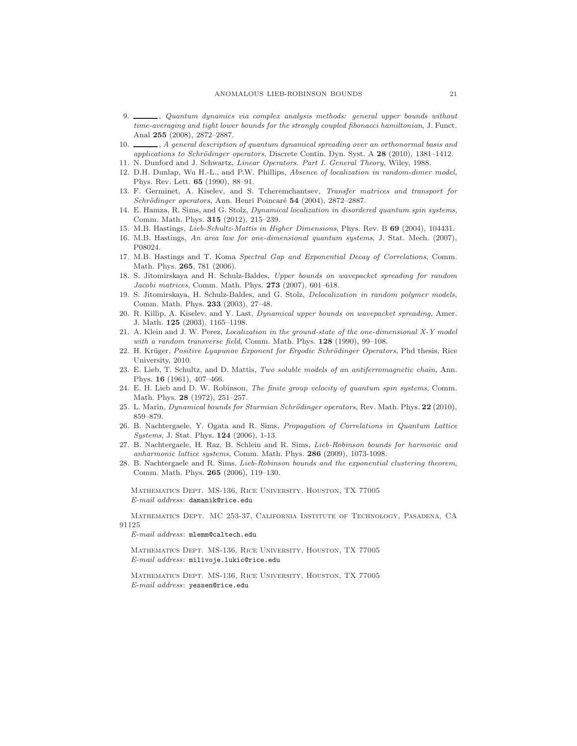9. ______, *Quantum dynamics via complex analysis methods: general upper bounds without time-averaging and tight lower bounds for the strongly coupled fibonacci hamiltonian*, J. Funct. Anal **255** (2008), 2872–2887.
10. ______, *A general description of quantum dynamical spreading over an orthonormal basis and applications to Schrödinger operators*, Discrete Contin. Dyn. Syst. A **28** (2010), 1381–1412.
11. N. Dunford and J. Schwartz, *Linear Operators. Part I. General Theory*, Wiley, 1988.
12. D.H. Dunlap, Wu H.-L., and P.W. Phillips, *Absence of localization in random-dimer model*, Phys. Rev. Lett. **65** (1990), 88–91.
13. F. Germinet, A. Kiselev, and S. Tcheremchantsev, *Transfer matrices and transport for Schrödinger operators*, Ann. Henri Poincaré **54** (2004), 2872–2887.
14. E. Hamza, R. Sims, and G. Stolz, *Dynamical localization in disordered quantum spin systems*, Comm. Math. Phys. **315** (2012), 215–239.
15. M.B. Hastings, *Lieb-Schultz-Mattis in Higher Dimensions*, Phys. Rev. B **69** (2004), 104431.
16. M.B. Hastings, *An area law for one-dimensional quantum systems*, J. Stat. Mech. (2007), P08024.
17. M.B. Hastings and T. Koma *Spectral Gap and Exponential Decay of Correlations*, Comm. Math. Phys. **265**, 781 (2006).
18. S. Jitomirskaya and H. Schulz-Baldes, *Upper bounds on wavepacket spreading for random Jacobi matrices*, Comm. Math. Phys. **273** (2007), 601–618.
19. S. Jitomirskaya, H. Schulz-Baldes, and G. Stolz, *Delocalization in random polymer models*, Comm. Math. Phys. **233** (2003), 27–48.
20. R. Killip, A. Kiselev, and Y. Last, *Dynamical upper bounds on wavepacket spreading*, Amer. J. Math. **125** (2003), 1165–1198.
21. A. Klein and J. W. Perez, *Localization in the ground-state of the one-dimensional X-Y model with a random transverse field*, Comm. Math. Phys. **128** (1990), 99–108.
22. H. Krüger, *Positive Lyapunov Exponent for Ergodic Schrödinger Operators*, Phd thesis, Rice University, 2010.
23. E. Lieb, T. Schultz, and D. Mattis, *Two soluble models of an antiferromagnetic chain*, Ann. Phys. **16** (1961), 407–466.
24. E. H. Lieb and D. W. Robinson, *The finite group velocity of quantum spin systems*, Comm. Math. Phys. **28** (1972), 251–257.
25. L. Marin, *Dynamical bounds for Sturmian Schrödinger operators*, Rev. Math. Phys. **22** (2010), 859–879.
26. B. Nachtergaele, Y. Ogata and R. Sims, *Propagation of Correlations in Quantum Lattice Systems*, J. Stat. Phys. **124** (2006), 1-13.
27. B. Nachtergaele, H. Raz, B. Schlein and R. Sims, *Lieb-Robinson bounds for harmonic and anharmonic lattice systems*, Comm. Math. Phys. **286** (2009), 1073-1098.
28. B. Nachtergaele and R. Sims, *Lieb-Robinson bounds and the exponential clustering theorem*, Comm. Math. Phys. **265** (2006), 119–130.

Mathematics Dept. MS-136, Rice University, Houston, TX 77005
*E-mail address*: damanik@rice.edu

Mathematics Dept. MC 253-37, California Institute of Technology, Pasadena, CA 91125
*E-mail address*: mlemm@caltech.edu

Mathematics Dept. MS-136, Rice University, Houston, TX 77005
*E-mail address*: milivoje.lukic@rice.edu

Mathematics Dept. MS-136, Rice University, Houston, TX 77005
*E-mail address*: yessen@rice.edu